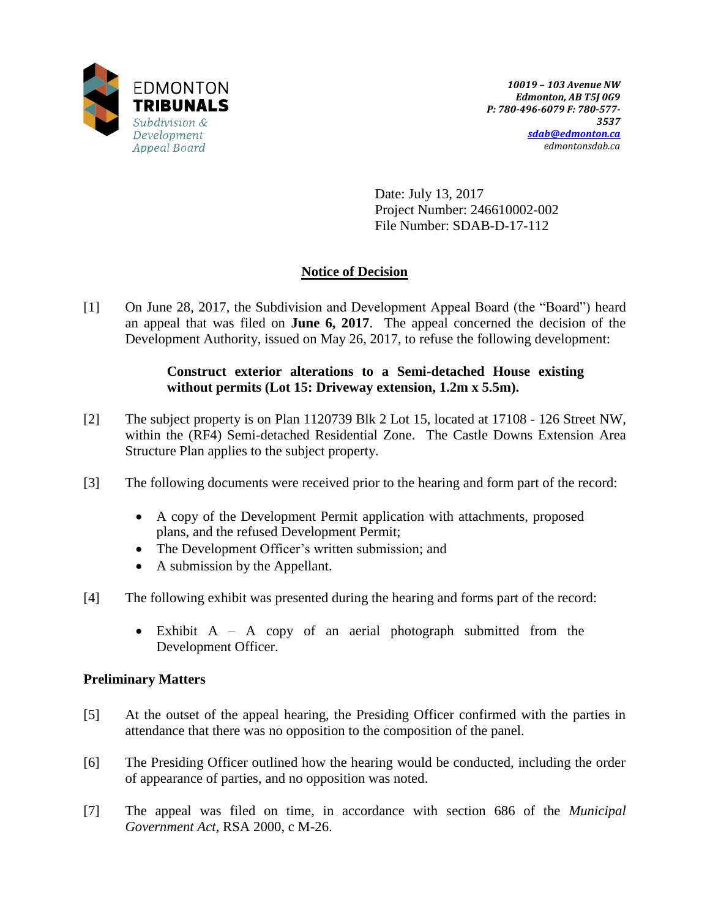EDMONTON
**TRIBUNALS**
*Subdivision & Development Appeal Board*

*10019 – 103 Avenue NW*
*Edmonton, AB T5J 0G9*
*P: 780-496-6079 F: 780-577-3537*
*sdab@edmonton.ca*
*edmontonsdab.ca*

Date: July 13, 2017
Project Number: 246610002-002
File Number: SDAB-D-17-112

## Notice of Decision

[1] On June 28, 2017, the Subdivision and Development Appeal Board (the "Board") heard an appeal that was filed on **June 6, 2017**. The appeal concerned the decision of the Development Authority, issued on May 26, 2017, to refuse the following development:

> **Construct exterior alterations to a Semi-detached House existing without permits (Lot 15: Driveway extension, 1.2m x 5.5m).**

[2] The subject property is on Plan 1120739 Blk 2 Lot 15, located at 17108 - 126 Street NW, within the (RF4) Semi-detached Residential Zone. The Castle Downs Extension Area Structure Plan applies to the subject property.

[3] The following documents were received prior to the hearing and form part of the record:

- A copy of the Development Permit application with attachments, proposed plans, and the refused Development Permit;
- The Development Officer's written submission; and
- A submission by the Appellant.

[4] The following exhibit was presented during the hearing and forms part of the record:

- Exhibit A – A copy of an aerial photograph submitted from the Development Officer.

### Preliminary Matters

[5] At the outset of the appeal hearing, the Presiding Officer confirmed with the parties in attendance that there was no opposition to the composition of the panel.

[6] The Presiding Officer outlined how the hearing would be conducted, including the order of appearance of parties, and no opposition was noted.

[7] The appeal was filed on time, in accordance with section 686 of the *Municipal Government Act*, RSA 2000, c M-26.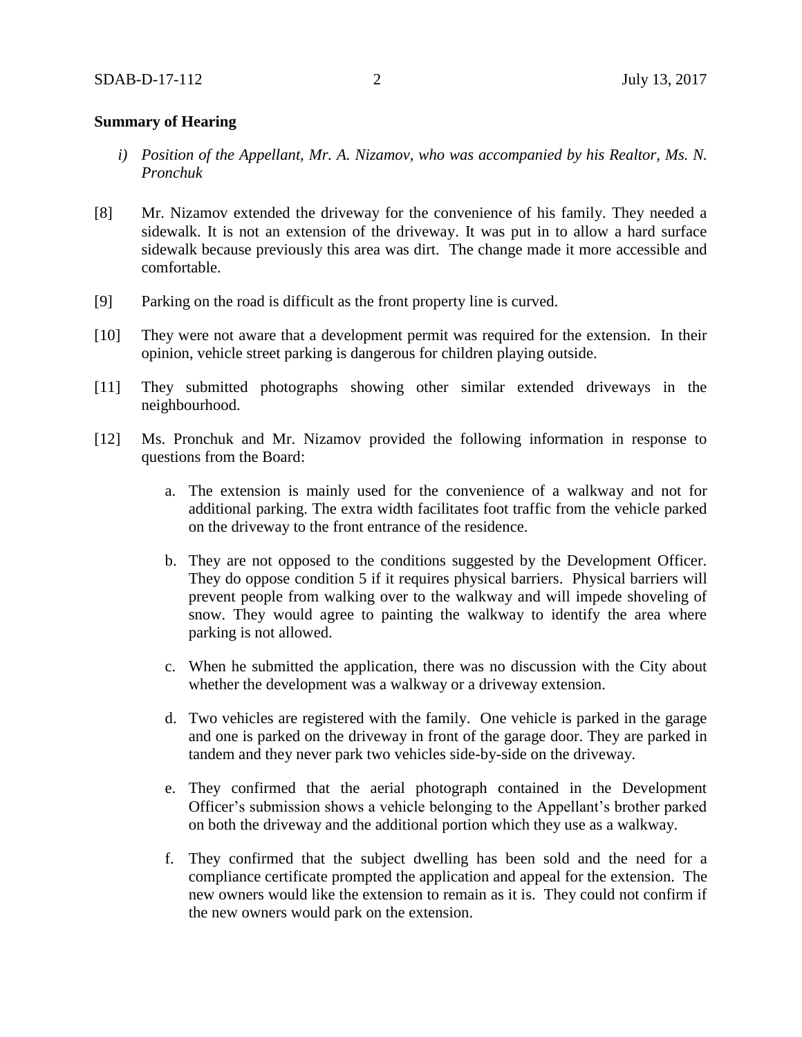**Summary of Hearing**

*i) Position of the Appellant, Mr. A. Nizamov, who was accompanied by his Realtor, Ms. N. Pronchuk*

[8] Mr. Nizamov extended the driveway for the convenience of his family. They needed a sidewalk. It is not an extension of the driveway. It was put in to allow a hard surface sidewalk because previously this area was dirt. The change made it more accessible and comfortable.

[9] Parking on the road is difficult as the front property line is curved.

[10] They were not aware that a development permit was required for the extension. In their opinion, vehicle street parking is dangerous for children playing outside.

[11] They submitted photographs showing other similar extended driveways in the neighbourhood.

[12] Ms. Pronchuk and Mr. Nizamov provided the following information in response to questions from the Board:

a. The extension is mainly used for the convenience of a walkway and not for additional parking. The extra width facilitates foot traffic from the vehicle parked on the driveway to the front entrance of the residence.

b. They are not opposed to the conditions suggested by the Development Officer. They do oppose condition 5 if it requires physical barriers. Physical barriers will prevent people from walking over to the walkway and will impede shoveling of snow. They would agree to painting the walkway to identify the area where parking is not allowed.

c. When he submitted the application, there was no discussion with the City about whether the development was a walkway or a driveway extension.

d. Two vehicles are registered with the family. One vehicle is parked in the garage and one is parked on the driveway in front of the garage door. They are parked in tandem and they never park two vehicles side-by-side on the driveway.

e. They confirmed that the aerial photograph contained in the Development Officer's submission shows a vehicle belonging to the Appellant's brother parked on both the driveway and the additional portion which they use as a walkway.

f. They confirmed that the subject dwelling has been sold and the need for a compliance certificate prompted the application and appeal for the extension. The new owners would like the extension to remain as it is. They could not confirm if the new owners would park on the extension.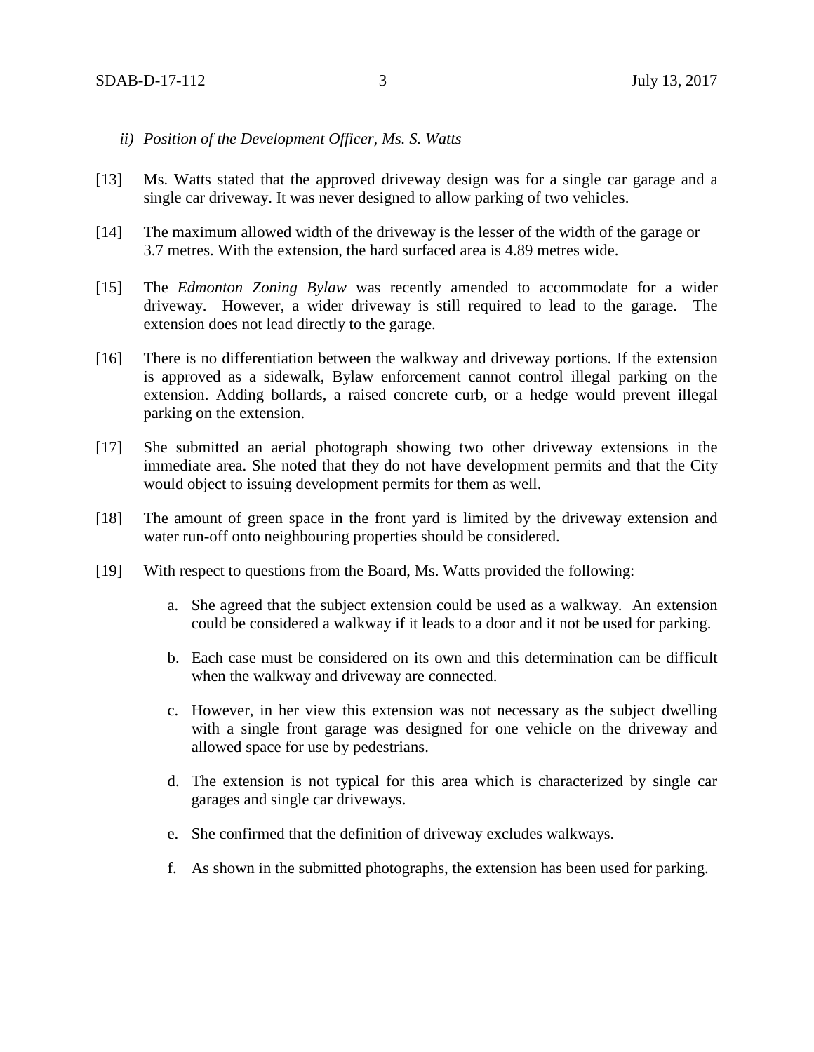*ii) Position of the Development Officer, Ms. S. Watts*

[13] Ms. Watts stated that the approved driveway design was for a single car garage and a single car driveway. It was never designed to allow parking of two vehicles.

[14] The maximum allowed width of the driveway is the lesser of the width of the garage or 3.7 metres. With the extension, the hard surfaced area is 4.89 metres wide.

[15] The *Edmonton Zoning Bylaw* was recently amended to accommodate for a wider driveway. However, a wider driveway is still required to lead to the garage. The extension does not lead directly to the garage.

[16] There is no differentiation between the walkway and driveway portions. If the extension is approved as a sidewalk, Bylaw enforcement cannot control illegal parking on the extension. Adding bollards, a raised concrete curb, or a hedge would prevent illegal parking on the extension.

[17] She submitted an aerial photograph showing two other driveway extensions in the immediate area. She noted that they do not have development permits and that the City would object to issuing development permits for them as well.

[18] The amount of green space in the front yard is limited by the driveway extension and water run-off onto neighbouring properties should be considered.

[19] With respect to questions from the Board, Ms. Watts provided the following:

a. She agreed that the subject extension could be used as a walkway. An extension could be considered a walkway if it leads to a door and it not be used for parking.

b. Each case must be considered on its own and this determination can be difficult when the walkway and driveway are connected.

c. However, in her view this extension was not necessary as the subject dwelling with a single front garage was designed for one vehicle on the driveway and allowed space for use by pedestrians.

d. The extension is not typical for this area which is characterized by single car garages and single car driveways.

e. She confirmed that the definition of driveway excludes walkways.

f. As shown in the submitted photographs, the extension has been used for parking.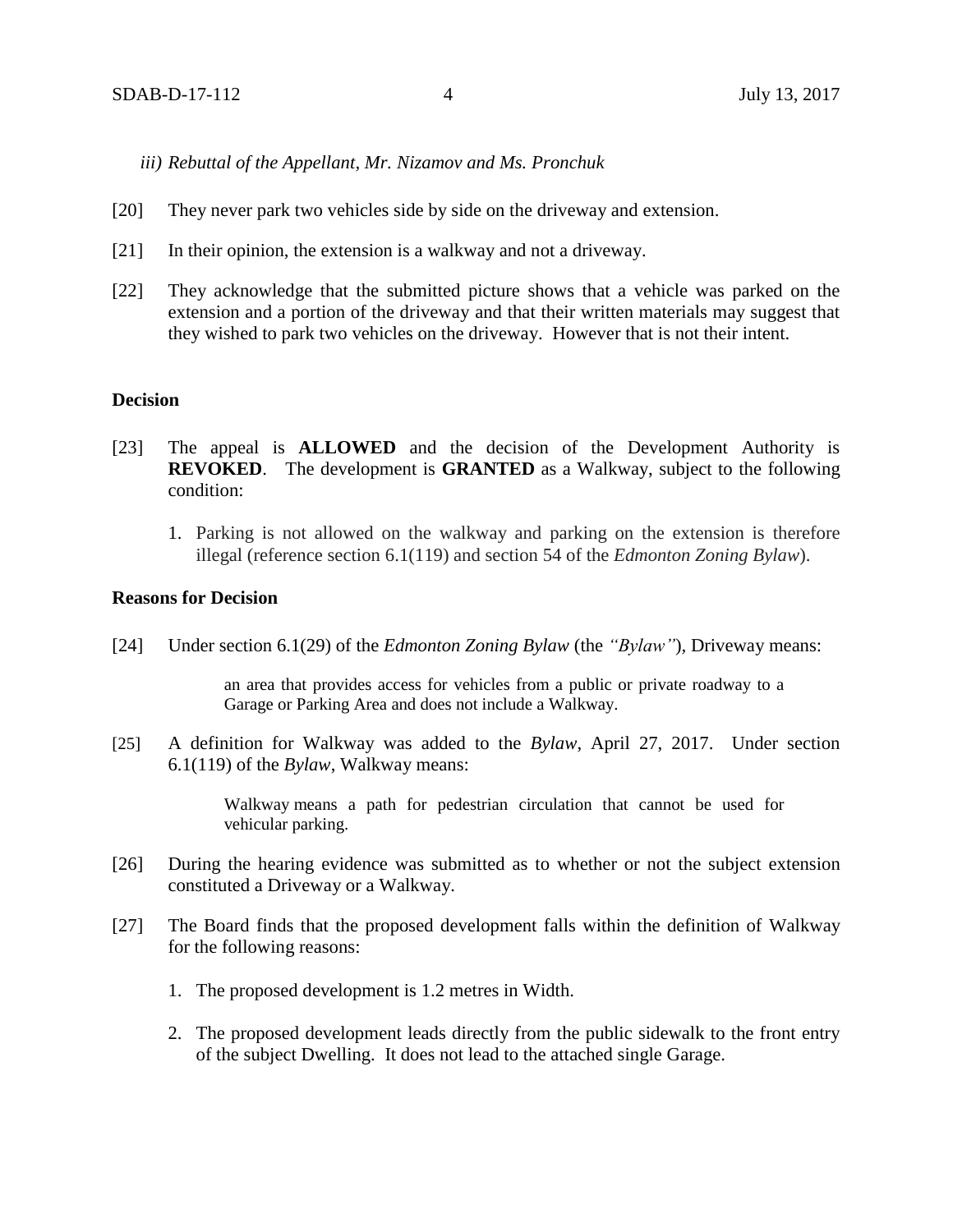*iii) Rebuttal of the Appellant, Mr. Nizamov and Ms. Pronchuk*

[20] They never park two vehicles side by side on the driveway and extension.

[21] In their opinion, the extension is a walkway and not a driveway.

[22] They acknowledge that the submitted picture shows that a vehicle was parked on the extension and a portion of the driveway and that their written materials may suggest that they wished to park two vehicles on the driveway. However that is not their intent.

**Decision**

[23] The appeal is **ALLOWED** and the decision of the Development Authority is **REVOKED**. The development is **GRANTED** as a Walkway, subject to the following condition:

1. Parking is not allowed on the walkway and parking on the extension is therefore illegal (reference section 6.1(119) and section 54 of the *Edmonton Zoning Bylaw*).

**Reasons for Decision**

[24] Under section 6.1(29) of the *Edmonton Zoning Bylaw* (the *"Bylaw"*), Driveway means:

> an area that provides access for vehicles from a public or private roadway to a Garage or Parking Area and does not include a Walkway.

[25] A definition for Walkway was added to the *Bylaw*, April 27, 2017. Under section 6.1(119) of the *Bylaw*, Walkway means:

> Walkway means a path for pedestrian circulation that cannot be used for vehicular parking.

[26] During the hearing evidence was submitted as to whether or not the subject extension constituted a Driveway or a Walkway.

[27] The Board finds that the proposed development falls within the definition of Walkway for the following reasons:

1. The proposed development is 1.2 metres in Width.
2. The proposed development leads directly from the public sidewalk to the front entry of the subject Dwelling. It does not lead to the attached single Garage.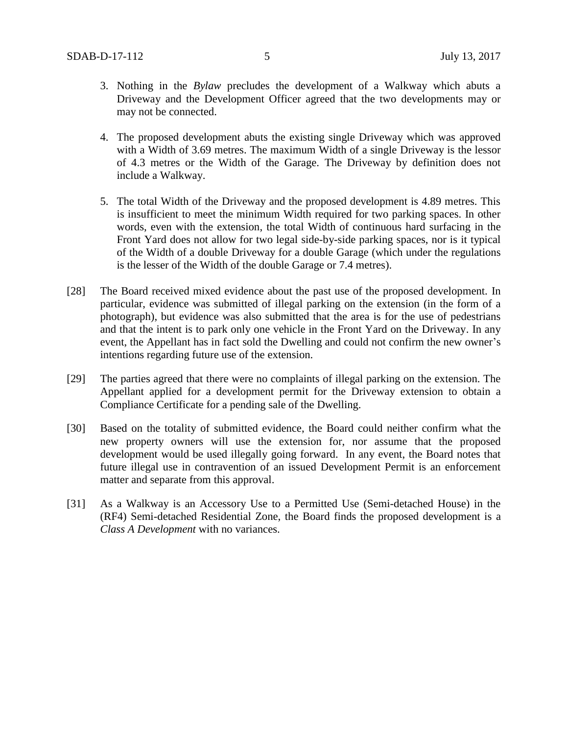3. Nothing in the *Bylaw* precludes the development of a Walkway which abuts a Driveway and the Development Officer agreed that the two developments may or may not be connected.

4. The proposed development abuts the existing single Driveway which was approved with a Width of 3.69 metres. The maximum Width of a single Driveway is the lessor of 4.3 metres or the Width of the Garage. The Driveway by definition does not include a Walkway.

5. The total Width of the Driveway and the proposed development is 4.89 metres. This is insufficient to meet the minimum Width required for two parking spaces. In other words, even with the extension, the total Width of continuous hard surfacing in the Front Yard does not allow for two legal side-by-side parking spaces, nor is it typical of the Width of a double Driveway for a double Garage (which under the regulations is the lesser of the Width of the double Garage or 7.4 metres).

[28] The Board received mixed evidence about the past use of the proposed development. In particular, evidence was submitted of illegal parking on the extension (in the form of a photograph), but evidence was also submitted that the area is for the use of pedestrians and that the intent is to park only one vehicle in the Front Yard on the Driveway. In any event, the Appellant has in fact sold the Dwelling and could not confirm the new owner's intentions regarding future use of the extension.

[29] The parties agreed that there were no complaints of illegal parking on the extension. The Appellant applied for a development permit for the Driveway extension to obtain a Compliance Certificate for a pending sale of the Dwelling.

[30] Based on the totality of submitted evidence, the Board could neither confirm what the new property owners will use the extension for, nor assume that the proposed development would be used illegally going forward. In any event, the Board notes that future illegal use in contravention of an issued Development Permit is an enforcement matter and separate from this approval.

[31] As a Walkway is an Accessory Use to a Permitted Use (Semi-detached House) in the (RF4) Semi-detached Residential Zone, the Board finds the proposed development is a *Class A Development* with no variances.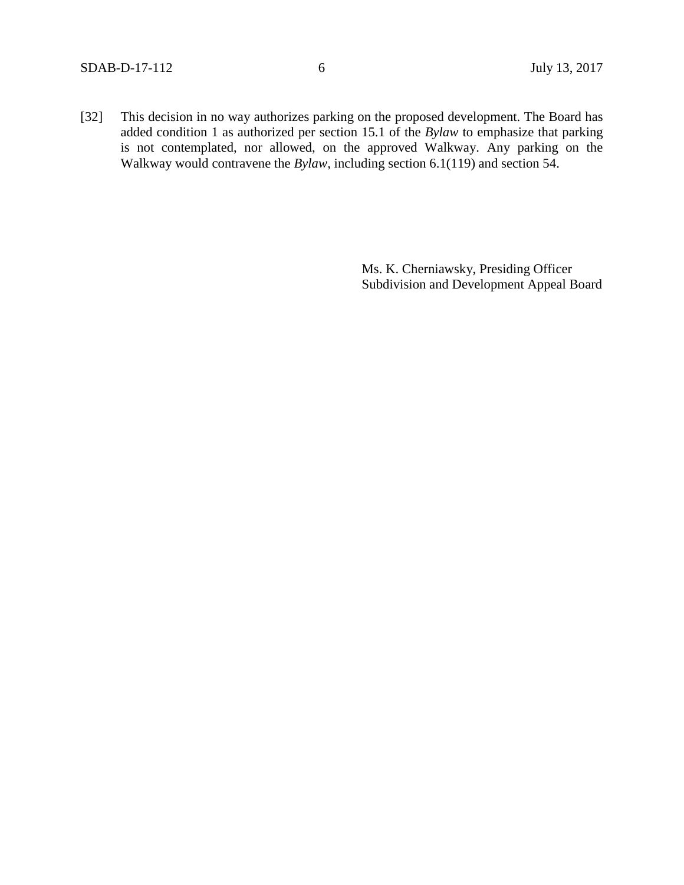[32] This decision in no way authorizes parking on the proposed development. The Board has added condition 1 as authorized per section 15.1 of the *Bylaw* to emphasize that parking is not contemplated, nor allowed, on the approved Walkway. Any parking on the Walkway would contravene the *Bylaw*, including section 6.1(119) and section 54.

Ms. K. Cherniawsky, Presiding Officer
Subdivision and Development Appeal Board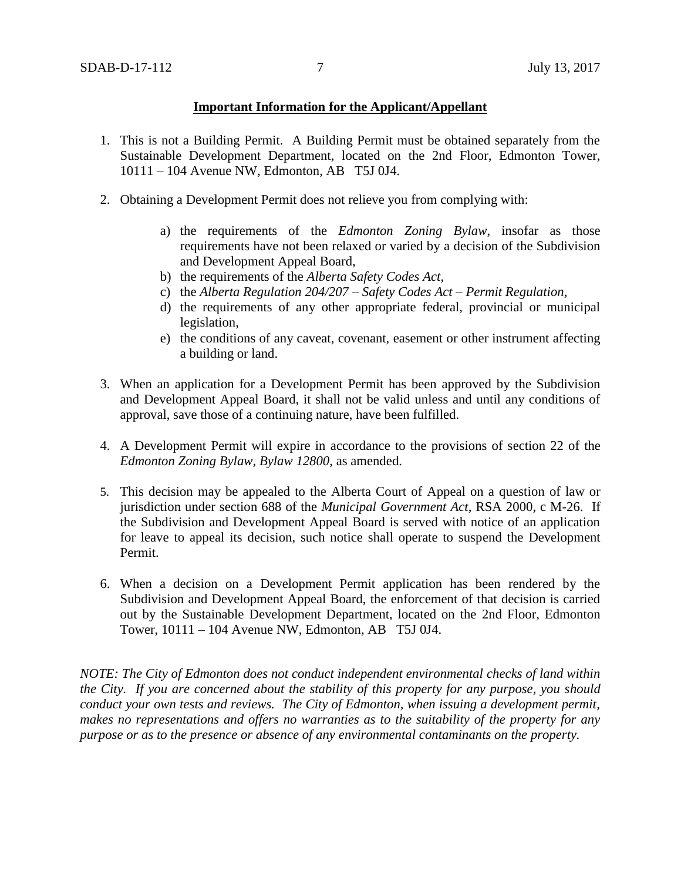**Important Information for the Applicant/Appellant**

1. This is not a Building Permit. A Building Permit must be obtained separately from the Sustainable Development Department, located on the 2nd Floor, Edmonton Tower, 10111 – 104 Avenue NW, Edmonton, AB T5J 0J4.

2. Obtaining a Development Permit does not relieve you from complying with:

    a) the requirements of the *Edmonton Zoning Bylaw*, insofar as those requirements have not been relaxed or varied by a decision of the Subdivision and Development Appeal Board,
    b) the requirements of the *Alberta Safety Codes Act*,
    c) the *Alberta Regulation 204/207 – Safety Codes Act – Permit Regulation*,
    d) the requirements of any other appropriate federal, provincial or municipal legislation,
    e) the conditions of any caveat, covenant, easement or other instrument affecting a building or land.

3. When an application for a Development Permit has been approved by the Subdivision and Development Appeal Board, it shall not be valid unless and until any conditions of approval, save those of a continuing nature, have been fulfilled.

4. A Development Permit will expire in accordance to the provisions of section 22 of the *Edmonton Zoning Bylaw, Bylaw 12800*, as amended.

5. This decision may be appealed to the Alberta Court of Appeal on a question of law or jurisdiction under section 688 of the *Municipal Government Act*, RSA 2000, c M-26. If the Subdivision and Development Appeal Board is served with notice of an application for leave to appeal its decision, such notice shall operate to suspend the Development Permit.

6. When a decision on a Development Permit application has been rendered by the Subdivision and Development Appeal Board, the enforcement of that decision is carried out by the Sustainable Development Department, located on the 2nd Floor, Edmonton Tower, 10111 – 104 Avenue NW, Edmonton, AB T5J 0J4.

*NOTE: The City of Edmonton does not conduct independent environmental checks of land within the City. If you are concerned about the stability of this property for any purpose, you should conduct your own tests and reviews. The City of Edmonton, when issuing a development permit, makes no representations and offers no warranties as to the suitability of the property for any purpose or as to the presence or absence of any environmental contaminants on the property.*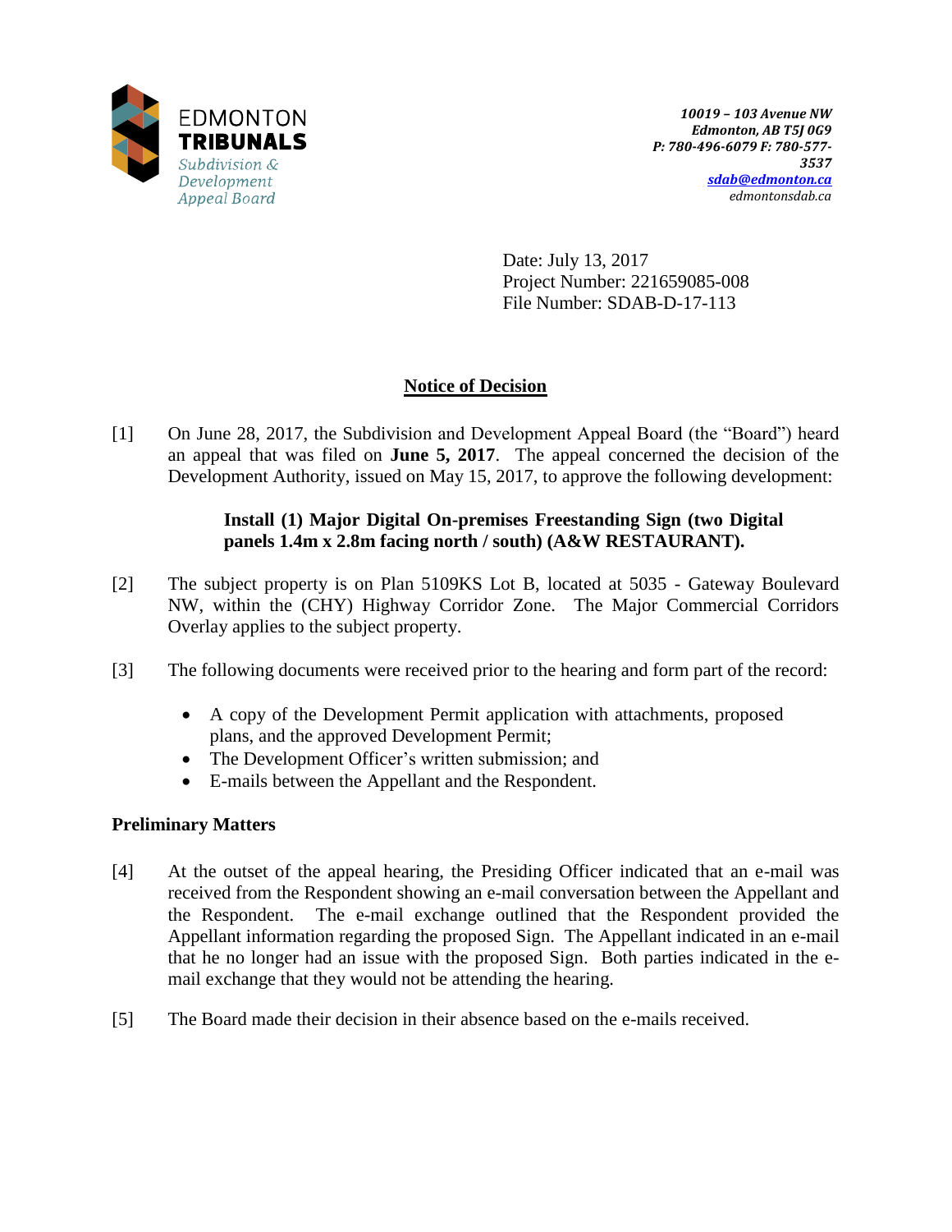EDMONTON **TRIBUNALS**

*Subdivision & Development Appeal Board*

***10019 – 103 Avenue NW***
***Edmonton, AB T5J 0G9***
***P: 780-496-6079 F: 780-577-3537***
***sdab@edmonton.ca***
*edmontonsdab.ca*

Date: July 13, 2017
Project Number: 221659085-008
File Number: SDAB-D-17-113

## Notice of Decision

[1] On June 28, 2017, the Subdivision and Development Appeal Board (the "Board") heard an appeal that was filed on **June 5, 2017**. The appeal concerned the decision of the Development Authority, issued on May 15, 2017, to approve the following development:

> **Install (1) Major Digital On-premises Freestanding Sign (two Digital panels 1.4m x 2.8m facing north / south) (A&W RESTAURANT).**

[2] The subject property is on Plan 5109KS Lot B, located at 5035 - Gateway Boulevard NW, within the (CHY) Highway Corridor Zone. The Major Commercial Corridors Overlay applies to the subject property.

[3] The following documents were received prior to the hearing and form part of the record:

- A copy of the Development Permit application with attachments, proposed plans, and the approved Development Permit;
- The Development Officer's written submission; and
- E-mails between the Appellant and the Respondent.

### Preliminary Matters

[4] At the outset of the appeal hearing, the Presiding Officer indicated that an e-mail was received from the Respondent showing an e-mail conversation between the Appellant and the Respondent. The e-mail exchange outlined that the Respondent provided the Appellant information regarding the proposed Sign. The Appellant indicated in an e-mail that he no longer had an issue with the proposed Sign. Both parties indicated in the e-mail exchange that they would not be attending the hearing.

[5] The Board made their decision in their absence based on the e-mails received.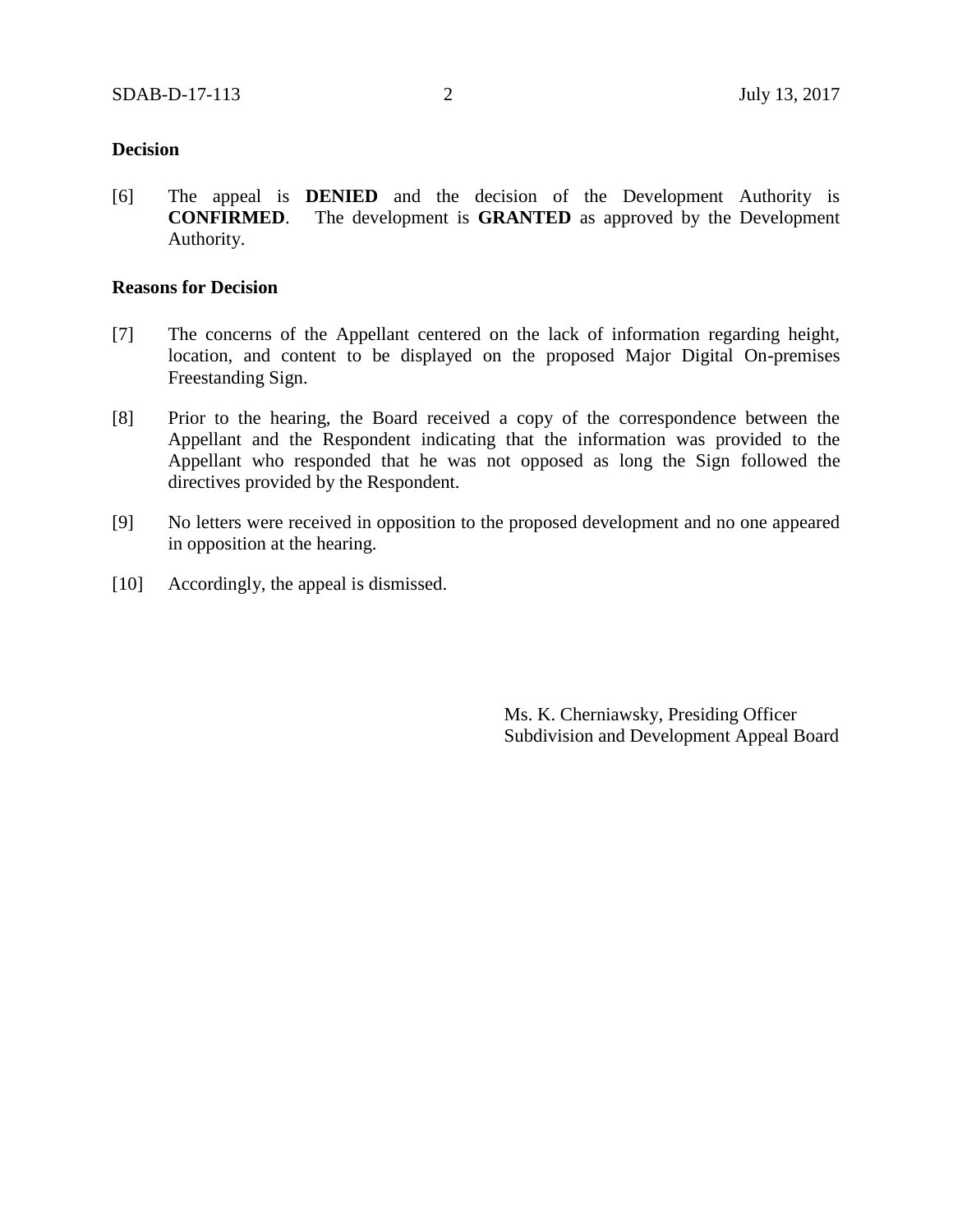**Decision**

[6] The appeal is **DENIED** and the decision of the Development Authority is **CONFIRMED**. The development is **GRANTED** as approved by the Development Authority.

**Reasons for Decision**

[7] The concerns of the Appellant centered on the lack of information regarding height, location, and content to be displayed on the proposed Major Digital On-premises Freestanding Sign.

[8] Prior to the hearing, the Board received a copy of the correspondence between the Appellant and the Respondent indicating that the information was provided to the Appellant who responded that he was not opposed as long the Sign followed the directives provided by the Respondent.

[9] No letters were received in opposition to the proposed development and no one appeared in opposition at the hearing.

[10] Accordingly, the appeal is dismissed.

Ms. K. Cherniawsky, Presiding Officer
Subdivision and Development Appeal Board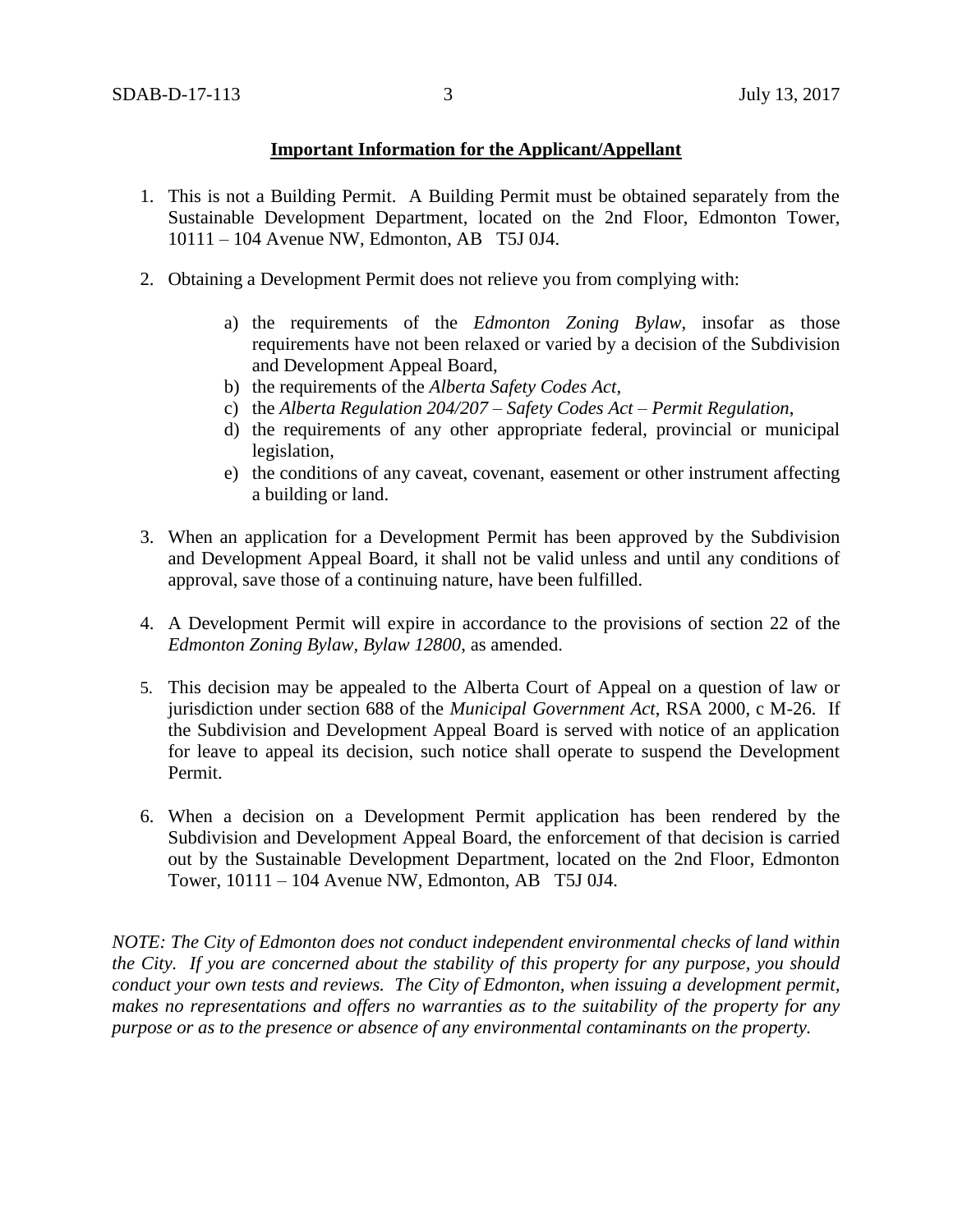**Important Information for the Applicant/Appellant**

1. This is not a Building Permit. A Building Permit must be obtained separately from the Sustainable Development Department, located on the 2nd Floor, Edmonton Tower, 10111 – 104 Avenue NW, Edmonton, AB T5J 0J4.

2. Obtaining a Development Permit does not relieve you from complying with:

   a) the requirements of the *Edmonton Zoning Bylaw*, insofar as those requirements have not been relaxed or varied by a decision of the Subdivision and Development Appeal Board,
   b) the requirements of the *Alberta Safety Codes Act*,
   c) the *Alberta Regulation 204/207 – Safety Codes Act – Permit Regulation*,
   d) the requirements of any other appropriate federal, provincial or municipal legislation,
   e) the conditions of any caveat, covenant, easement or other instrument affecting a building or land.

3. When an application for a Development Permit has been approved by the Subdivision and Development Appeal Board, it shall not be valid unless and until any conditions of approval, save those of a continuing nature, have been fulfilled.

4. A Development Permit will expire in accordance to the provisions of section 22 of the *Edmonton Zoning Bylaw, Bylaw 12800*, as amended.

5. This decision may be appealed to the Alberta Court of Appeal on a question of law or jurisdiction under section 688 of the *Municipal Government Act*, RSA 2000, c M-26. If the Subdivision and Development Appeal Board is served with notice of an application for leave to appeal its decision, such notice shall operate to suspend the Development Permit.

6. When a decision on a Development Permit application has been rendered by the Subdivision and Development Appeal Board, the enforcement of that decision is carried out by the Sustainable Development Department, located on the 2nd Floor, Edmonton Tower, 10111 – 104 Avenue NW, Edmonton, AB T5J 0J4.

*NOTE: The City of Edmonton does not conduct independent environmental checks of land within the City. If you are concerned about the stability of this property for any purpose, you should conduct your own tests and reviews. The City of Edmonton, when issuing a development permit, makes no representations and offers no warranties as to the suitability of the property for any purpose or as to the presence or absence of any environmental contaminants on the property.*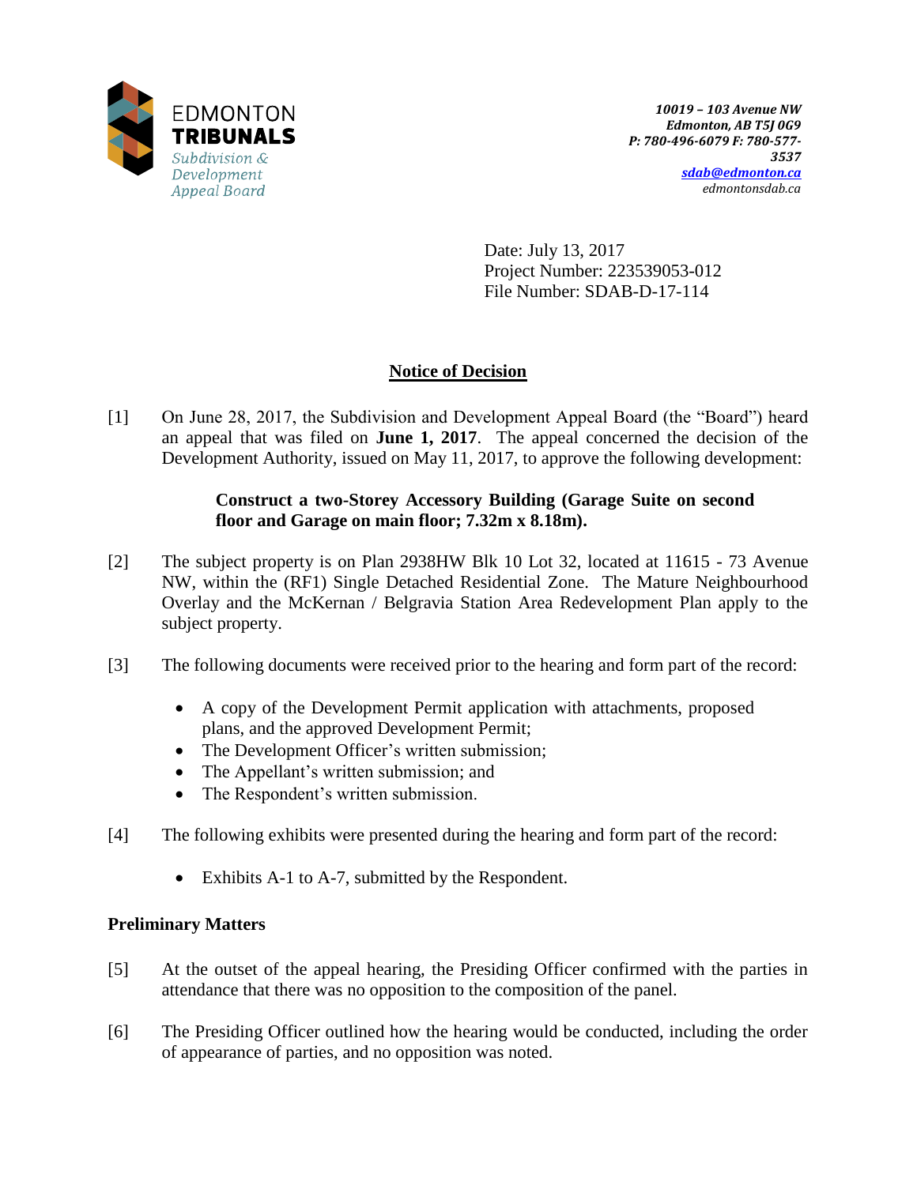EDMONTON
**TRIBUNALS**
*Subdivision & Development Appeal Board*

***10019 – 103 Avenue NW***
***Edmonton, AB T5J 0G9***
***P: 780-496-6079 F: 780-577-3537***
***sdab@edmonton.ca***
*edmontonsdab.ca*

Date: July 13, 2017
Project Number: 223539053-012
File Number: SDAB-D-17-114

## Notice of Decision

[1] On June 28, 2017, the Subdivision and Development Appeal Board (the "Board") heard an appeal that was filed on **June 1, 2017**. The appeal concerned the decision of the Development Authority, issued on May 11, 2017, to approve the following development:

> **Construct a two-Storey Accessory Building (Garage Suite on second floor and Garage on main floor; 7.32m x 8.18m).**

[2] The subject property is on Plan 2938HW Blk 10 Lot 32, located at 11615 - 73 Avenue NW, within the (RF1) Single Detached Residential Zone. The Mature Neighbourhood Overlay and the McKernan / Belgravia Station Area Redevelopment Plan apply to the subject property.

[3] The following documents were received prior to the hearing and form part of the record:

- A copy of the Development Permit application with attachments, proposed plans, and the approved Development Permit;
- The Development Officer's written submission;
- The Appellant's written submission; and
- The Respondent's written submission.

[4] The following exhibits were presented during the hearing and form part of the record:

- Exhibits A-1 to A-7, submitted by the Respondent.

### Preliminary Matters

[5] At the outset of the appeal hearing, the Presiding Officer confirmed with the parties in attendance that there was no opposition to the composition of the panel.

[6] The Presiding Officer outlined how the hearing would be conducted, including the order of appearance of parties, and no opposition was noted.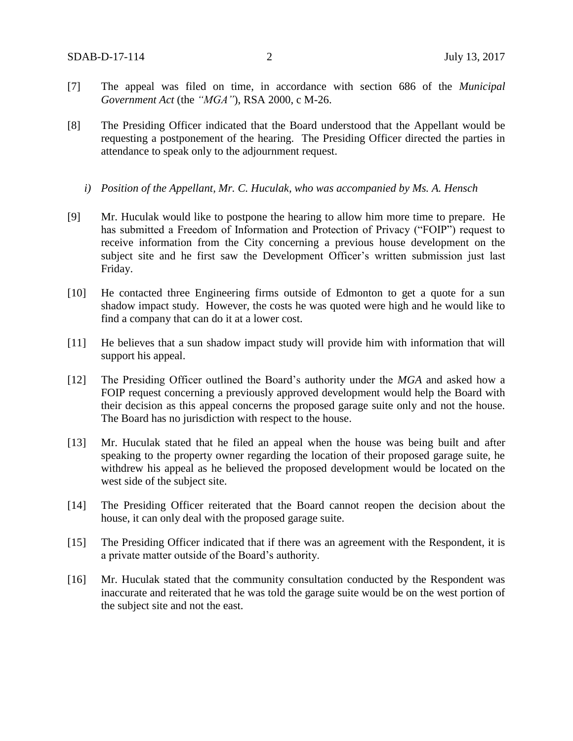[7] The appeal was filed on time, in accordance with section 686 of the *Municipal Government Act* (the *"MGA"*), RSA 2000, c M-26.

[8] The Presiding Officer indicated that the Board understood that the Appellant would be requesting a postponement of the hearing. The Presiding Officer directed the parties in attendance to speak only to the adjournment request.

*i) Position of the Appellant, Mr. C. Huculak, who was accompanied by Ms. A. Hensch*

[9] Mr. Huculak would like to postpone the hearing to allow him more time to prepare. He has submitted a Freedom of Information and Protection of Privacy ("FOIP") request to receive information from the City concerning a previous house development on the subject site and he first saw the Development Officer's written submission just last Friday.

[10] He contacted three Engineering firms outside of Edmonton to get a quote for a sun shadow impact study. However, the costs he was quoted were high and he would like to find a company that can do it at a lower cost.

[11] He believes that a sun shadow impact study will provide him with information that will support his appeal.

[12] The Presiding Officer outlined the Board's authority under the *MGA* and asked how a FOIP request concerning a previously approved development would help the Board with their decision as this appeal concerns the proposed garage suite only and not the house. The Board has no jurisdiction with respect to the house.

[13] Mr. Huculak stated that he filed an appeal when the house was being built and after speaking to the property owner regarding the location of their proposed garage suite, he withdrew his appeal as he believed the proposed development would be located on the west side of the subject site.

[14] The Presiding Officer reiterated that the Board cannot reopen the decision about the house, it can only deal with the proposed garage suite.

[15] The Presiding Officer indicated that if there was an agreement with the Respondent, it is a private matter outside of the Board's authority.

[16] Mr. Huculak stated that the community consultation conducted by the Respondent was inaccurate and reiterated that he was told the garage suite would be on the west portion of the subject site and not the east.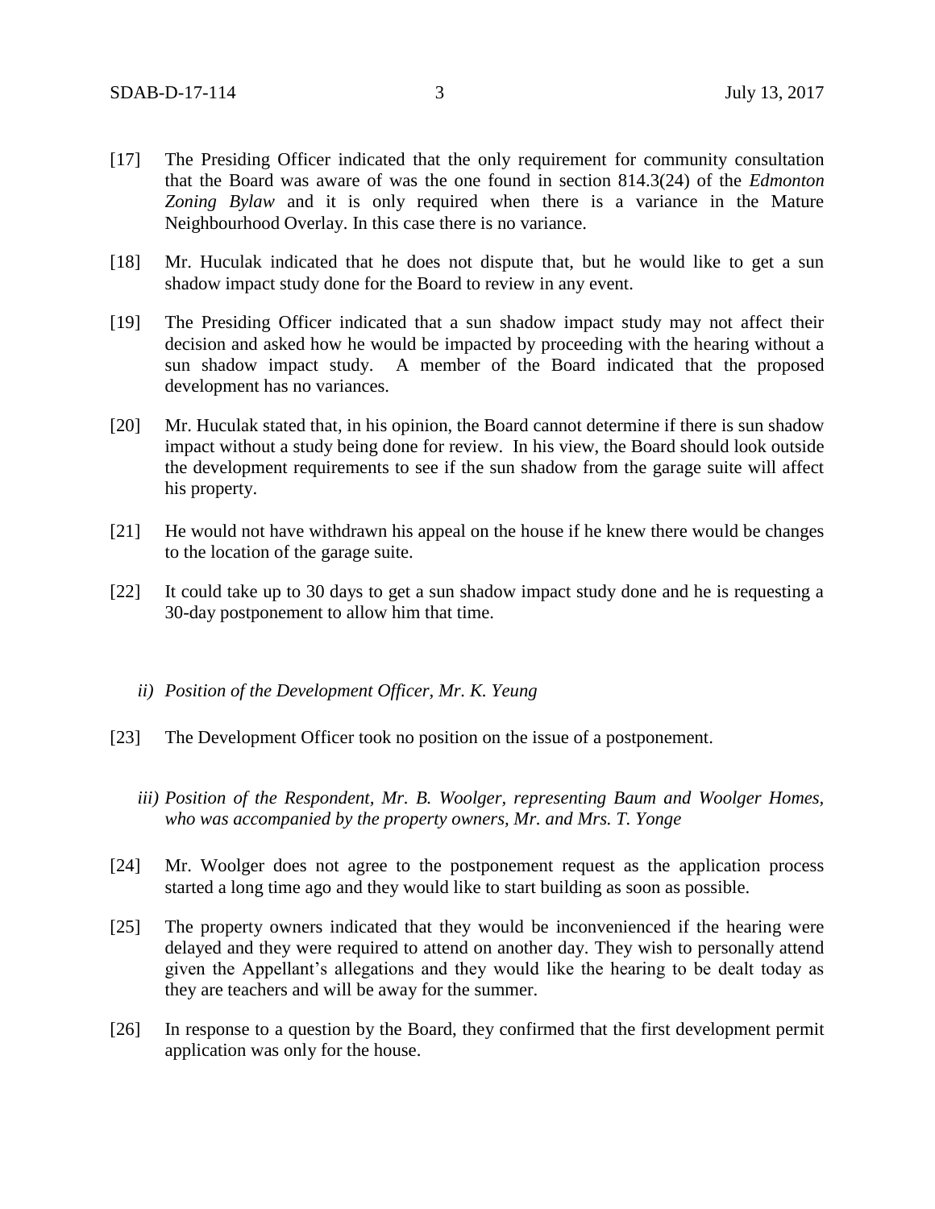[17] The Presiding Officer indicated that the only requirement for community consultation that the Board was aware of was the one found in section 814.3(24) of the *Edmonton Zoning Bylaw* and it is only required when there is a variance in the Mature Neighbourhood Overlay. In this case there is no variance.

[18] Mr. Huculak indicated that he does not dispute that, but he would like to get a sun shadow impact study done for the Board to review in any event.

[19] The Presiding Officer indicated that a sun shadow impact study may not affect their decision and asked how he would be impacted by proceeding with the hearing without a sun shadow impact study. A member of the Board indicated that the proposed development has no variances.

[20] Mr. Huculak stated that, in his opinion, the Board cannot determine if there is sun shadow impact without a study being done for review. In his view, the Board should look outside the development requirements to see if the sun shadow from the garage suite will affect his property.

[21] He would not have withdrawn his appeal on the house if he knew there would be changes to the location of the garage suite.

[22] It could take up to 30 days to get a sun shadow impact study done and he is requesting a 30-day postponement to allow him that time.

*ii) Position of the Development Officer, Mr. K. Yeung*

[23] The Development Officer took no position on the issue of a postponement.

*iii) Position of the Respondent, Mr. B. Woolger, representing Baum and Woolger Homes, who was accompanied by the property owners, Mr. and Mrs. T. Yonge*

[24] Mr. Woolger does not agree to the postponement request as the application process started a long time ago and they would like to start building as soon as possible.

[25] The property owners indicated that they would be inconvenienced if the hearing were delayed and they were required to attend on another day. They wish to personally attend given the Appellant's allegations and they would like the hearing to be dealt today as they are teachers and will be away for the summer.

[26] In response to a question by the Board, they confirmed that the first development permit application was only for the house.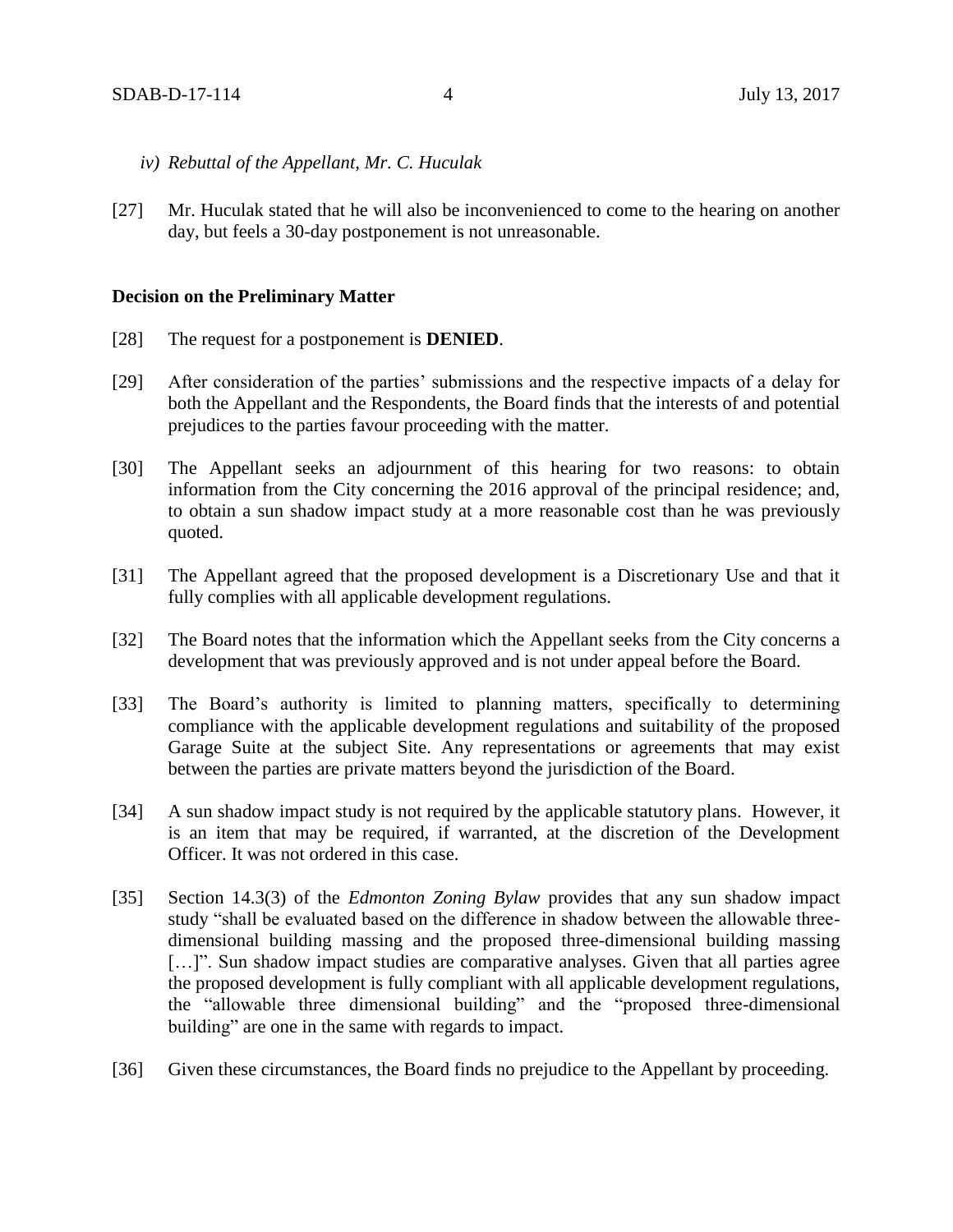*iv) Rebuttal of the Appellant, Mr. C. Huculak*

[27] Mr. Huculak stated that he will also be inconvenienced to come to the hearing on another day, but feels a 30-day postponement is not unreasonable.

**Decision on the Preliminary Matter**

[28] The request for a postponement is **DENIED**.

[29] After consideration of the parties' submissions and the respective impacts of a delay for both the Appellant and the Respondents, the Board finds that the interests of and potential prejudices to the parties favour proceeding with the matter.

[30] The Appellant seeks an adjournment of this hearing for two reasons: to obtain information from the City concerning the 2016 approval of the principal residence; and, to obtain a sun shadow impact study at a more reasonable cost than he was previously quoted.

[31] The Appellant agreed that the proposed development is a Discretionary Use and that it fully complies with all applicable development regulations.

[32] The Board notes that the information which the Appellant seeks from the City concerns a development that was previously approved and is not under appeal before the Board.

[33] The Board's authority is limited to planning matters, specifically to determining compliance with the applicable development regulations and suitability of the proposed Garage Suite at the subject Site. Any representations or agreements that may exist between the parties are private matters beyond the jurisdiction of the Board.

[34] A sun shadow impact study is not required by the applicable statutory plans. However, it is an item that may be required, if warranted, at the discretion of the Development Officer. It was not ordered in this case.

[35] Section 14.3(3) of the *Edmonton Zoning Bylaw* provides that any sun shadow impact study "shall be evaluated based on the difference in shadow between the allowable three-dimensional building massing and the proposed three-dimensional building massing […]". Sun shadow impact studies are comparative analyses. Given that all parties agree the proposed development is fully compliant with all applicable development regulations, the "allowable three dimensional building" and the "proposed three-dimensional building" are one in the same with regards to impact.

[36] Given these circumstances, the Board finds no prejudice to the Appellant by proceeding.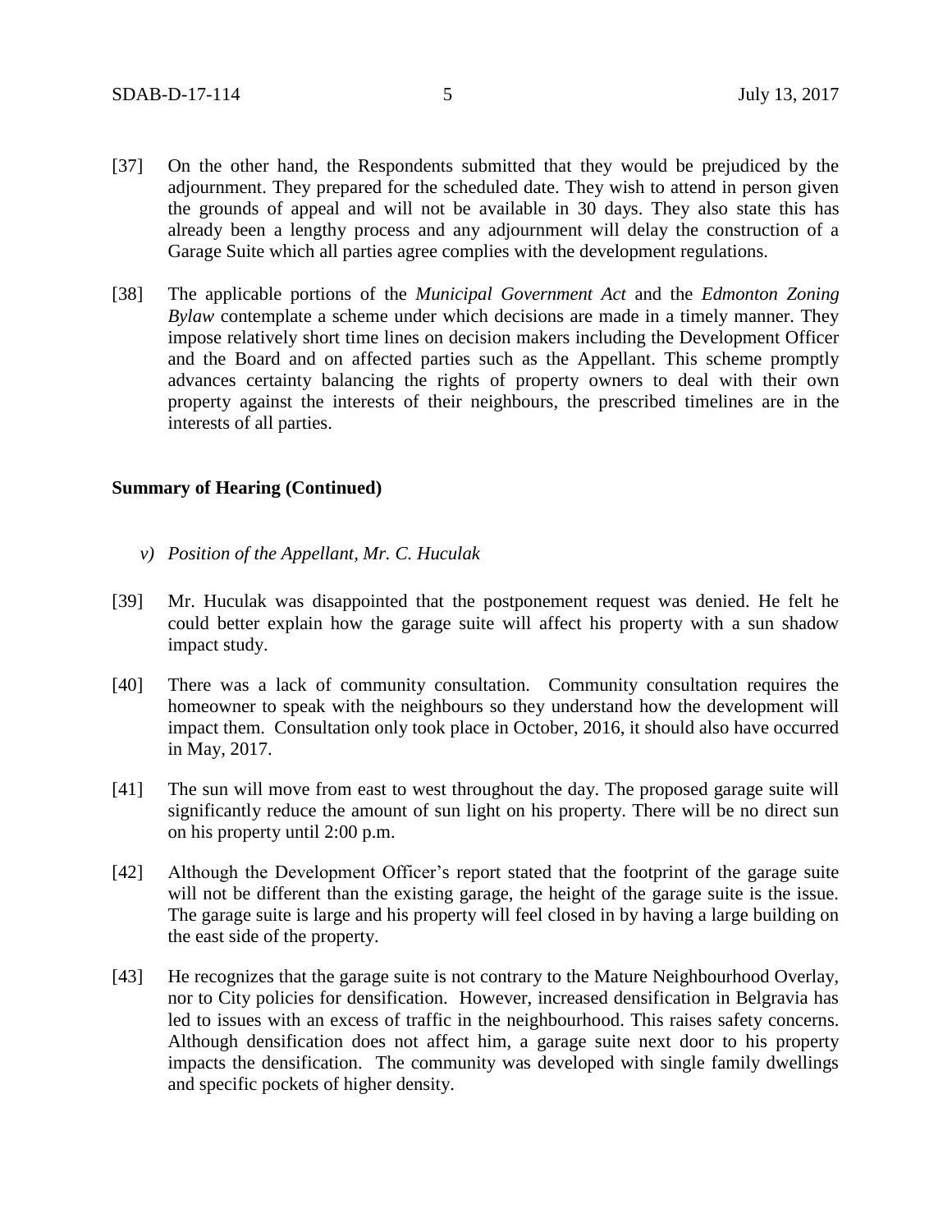[37] On the other hand, the Respondents submitted that they would be prejudiced by the adjournment. They prepared for the scheduled date. They wish to attend in person given the grounds of appeal and will not be available in 30 days. They also state this has already been a lengthy process and any adjournment will delay the construction of a Garage Suite which all parties agree complies with the development regulations.

[38] The applicable portions of the *Municipal Government Act* and the *Edmonton Zoning Bylaw* contemplate a scheme under which decisions are made in a timely manner. They impose relatively short time lines on decision makers including the Development Officer and the Board and on affected parties such as the Appellant. This scheme promptly advances certainty balancing the rights of property owners to deal with their own property against the interests of their neighbours, the prescribed timelines are in the interests of all parties.

**Summary of Hearing (Continued)**

*v) Position of the Appellant, Mr. C. Huculak*

[39] Mr. Huculak was disappointed that the postponement request was denied. He felt he could better explain how the garage suite will affect his property with a sun shadow impact study.

[40] There was a lack of community consultation. Community consultation requires the homeowner to speak with the neighbours so they understand how the development will impact them. Consultation only took place in October, 2016, it should also have occurred in May, 2017.

[41] The sun will move from east to west throughout the day. The proposed garage suite will significantly reduce the amount of sun light on his property. There will be no direct sun on his property until 2:00 p.m.

[42] Although the Development Officer's report stated that the footprint of the garage suite will not be different than the existing garage, the height of the garage suite is the issue. The garage suite is large and his property will feel closed in by having a large building on the east side of the property.

[43] He recognizes that the garage suite is not contrary to the Mature Neighbourhood Overlay, nor to City policies for densification. However, increased densification in Belgravia has led to issues with an excess of traffic in the neighbourhood. This raises safety concerns. Although densification does not affect him, a garage suite next door to his property impacts the densification. The community was developed with single family dwellings and specific pockets of higher density.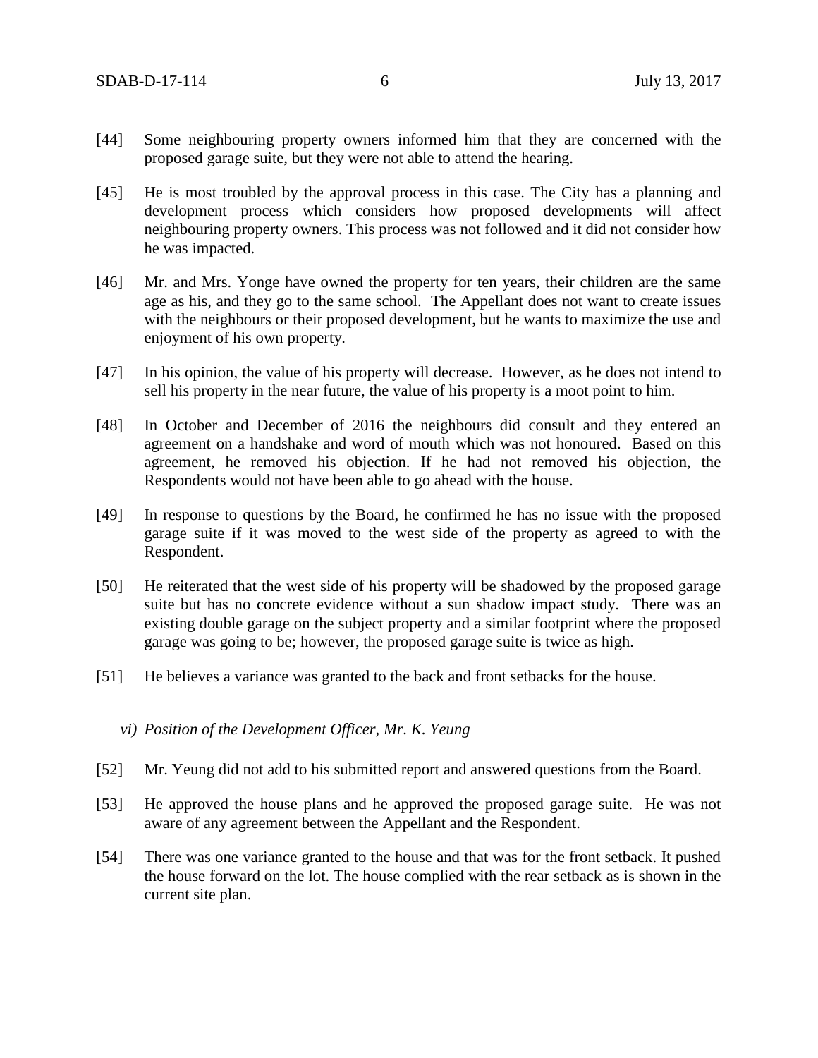[44] Some neighbouring property owners informed him that they are concerned with the proposed garage suite, but they were not able to attend the hearing.

[45] He is most troubled by the approval process in this case. The City has a planning and development process which considers how proposed developments will affect neighbouring property owners. This process was not followed and it did not consider how he was impacted.

[46] Mr. and Mrs. Yonge have owned the property for ten years, their children are the same age as his, and they go to the same school. The Appellant does not want to create issues with the neighbours or their proposed development, but he wants to maximize the use and enjoyment of his own property.

[47] In his opinion, the value of his property will decrease. However, as he does not intend to sell his property in the near future, the value of his property is a moot point to him.

[48] In October and December of 2016 the neighbours did consult and they entered an agreement on a handshake and word of mouth which was not honoured. Based on this agreement, he removed his objection. If he had not removed his objection, the Respondents would not have been able to go ahead with the house.

[49] In response to questions by the Board, he confirmed he has no issue with the proposed garage suite if it was moved to the west side of the property as agreed to with the Respondent.

[50] He reiterated that the west side of his property will be shadowed by the proposed garage suite but has no concrete evidence without a sun shadow impact study. There was an existing double garage on the subject property and a similar footprint where the proposed garage was going to be; however, the proposed garage suite is twice as high.

[51] He believes a variance was granted to the back and front setbacks for the house.

*vi) Position of the Development Officer, Mr. K. Yeung*

[52] Mr. Yeung did not add to his submitted report and answered questions from the Board.

[53] He approved the house plans and he approved the proposed garage suite. He was not aware of any agreement between the Appellant and the Respondent.

[54] There was one variance granted to the house and that was for the front setback. It pushed the house forward on the lot. The house complied with the rear setback as is shown in the current site plan.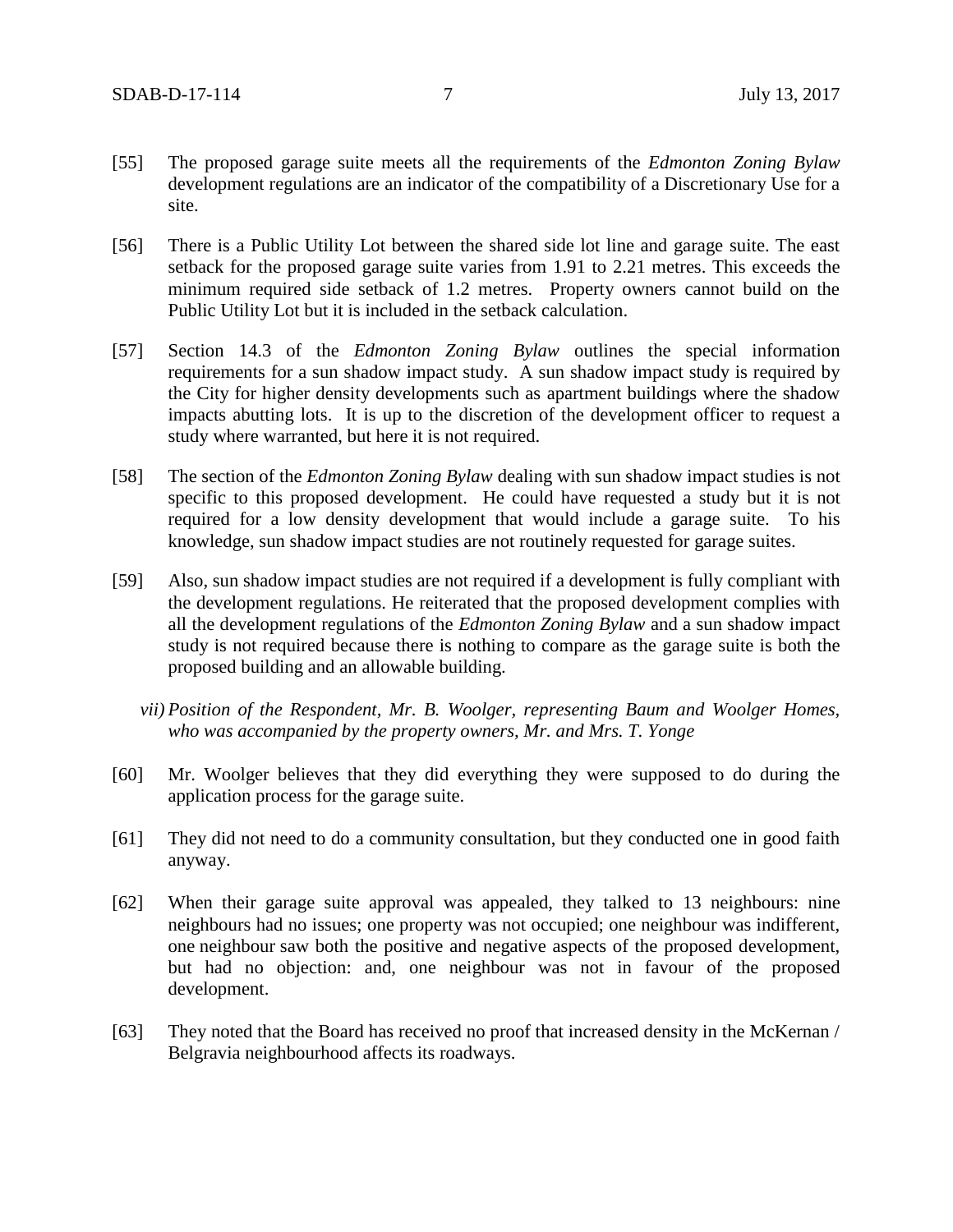[55] The proposed garage suite meets all the requirements of the *Edmonton Zoning Bylaw* development regulations are an indicator of the compatibility of a Discretionary Use for a site.

[56] There is a Public Utility Lot between the shared side lot line and garage suite. The east setback for the proposed garage suite varies from 1.91 to 2.21 metres. This exceeds the minimum required side setback of 1.2 metres. Property owners cannot build on the Public Utility Lot but it is included in the setback calculation.

[57] Section 14.3 of the *Edmonton Zoning Bylaw* outlines the special information requirements for a sun shadow impact study. A sun shadow impact study is required by the City for higher density developments such as apartment buildings where the shadow impacts abutting lots. It is up to the discretion of the development officer to request a study where warranted, but here it is not required.

[58] The section of the *Edmonton Zoning Bylaw* dealing with sun shadow impact studies is not specific to this proposed development. He could have requested a study but it is not required for a low density development that would include a garage suite. To his knowledge, sun shadow impact studies are not routinely requested for garage suites.

[59] Also, sun shadow impact studies are not required if a development is fully compliant with the development regulations. He reiterated that the proposed development complies with all the development regulations of the *Edmonton Zoning Bylaw* and a sun shadow impact study is not required because there is nothing to compare as the garage suite is both the proposed building and an allowable building.

*vii) Position of the Respondent, Mr. B. Woolger, representing Baum and Woolger Homes, who was accompanied by the property owners, Mr. and Mrs. T. Yonge*

[60] Mr. Woolger believes that they did everything they were supposed to do during the application process for the garage suite.

[61] They did not need to do a community consultation, but they conducted one in good faith anyway.

[62] When their garage suite approval was appealed, they talked to 13 neighbours: nine neighbours had no issues; one property was not occupied; one neighbour was indifferent, one neighbour saw both the positive and negative aspects of the proposed development, but had no objection: and, one neighbour was not in favour of the proposed development.

[63] They noted that the Board has received no proof that increased density in the McKernan / Belgravia neighbourhood affects its roadways.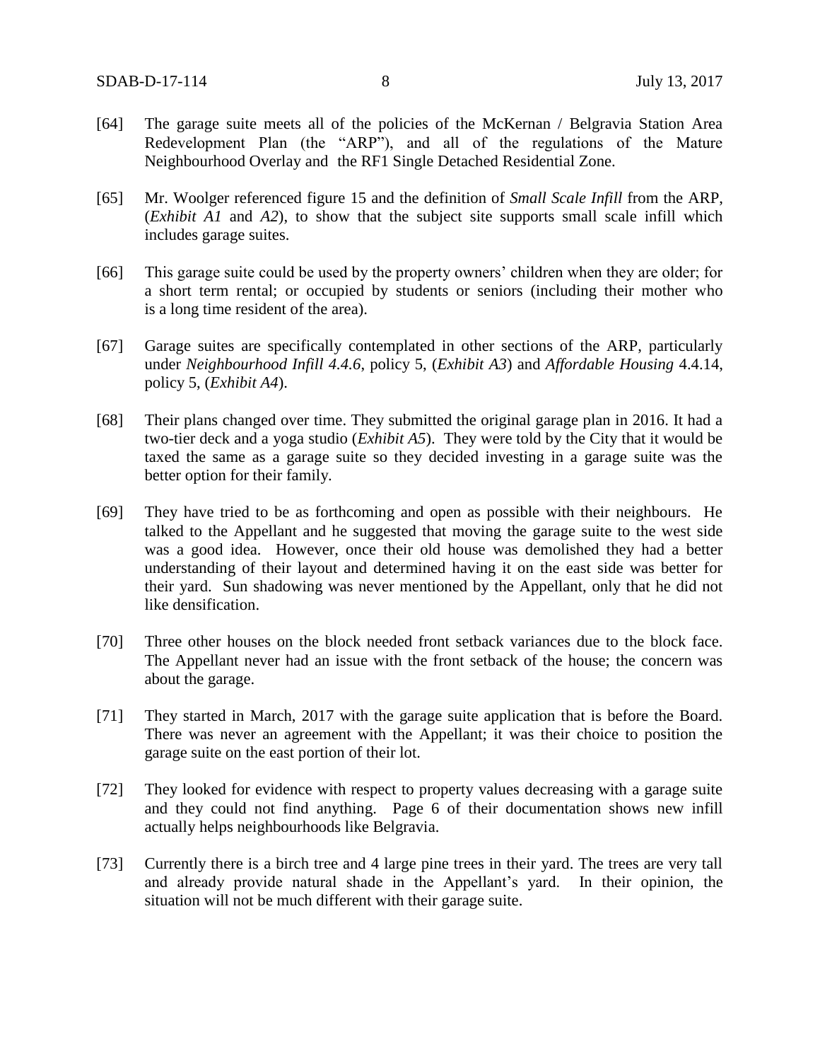[64] The garage suite meets all of the policies of the McKernan / Belgravia Station Area Redevelopment Plan (the "ARP"), and all of the regulations of the Mature Neighbourhood Overlay and the RF1 Single Detached Residential Zone.

[65] Mr. Woolger referenced figure 15 and the definition of *Small Scale Infill* from the ARP, (*Exhibit A1* and *A2*), to show that the subject site supports small scale infill which includes garage suites.

[66] This garage suite could be used by the property owners' children when they are older; for a short term rental; or occupied by students or seniors (including their mother who is a long time resident of the area).

[67] Garage suites are specifically contemplated in other sections of the ARP, particularly under *Neighbourhood Infill 4.4.6*, policy 5, (*Exhibit A3*) and *Affordable Housing* 4.4.14, policy 5, (*Exhibit A4*).

[68] Their plans changed over time. They submitted the original garage plan in 2016. It had a two-tier deck and a yoga studio (*Exhibit A5*). They were told by the City that it would be taxed the same as a garage suite so they decided investing in a garage suite was the better option for their family.

[69] They have tried to be as forthcoming and open as possible with their neighbours. He talked to the Appellant and he suggested that moving the garage suite to the west side was a good idea. However, once their old house was demolished they had a better understanding of their layout and determined having it on the east side was better for their yard. Sun shadowing was never mentioned by the Appellant, only that he did not like densification.

[70] Three other houses on the block needed front setback variances due to the block face. The Appellant never had an issue with the front setback of the house; the concern was about the garage.

[71] They started in March, 2017 with the garage suite application that is before the Board. There was never an agreement with the Appellant; it was their choice to position the garage suite on the east portion of their lot.

[72] They looked for evidence with respect to property values decreasing with a garage suite and they could not find anything. Page 6 of their documentation shows new infill actually helps neighbourhoods like Belgravia.

[73] Currently there is a birch tree and 4 large pine trees in their yard. The trees are very tall and already provide natural shade in the Appellant's yard. In their opinion, the situation will not be much different with their garage suite.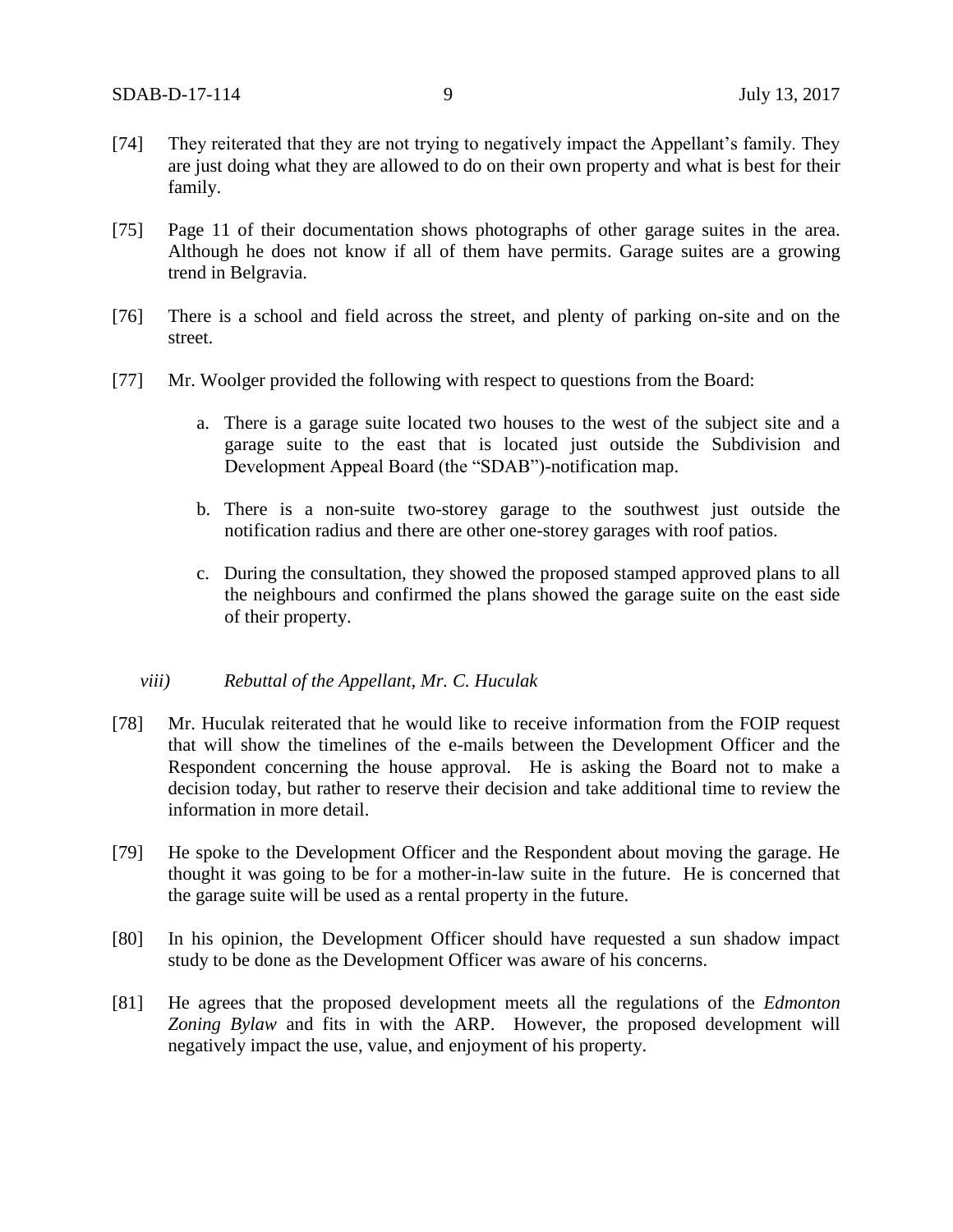[74] They reiterated that they are not trying to negatively impact the Appellant's family. They are just doing what they are allowed to do on their own property and what is best for their family.

[75] Page 11 of their documentation shows photographs of other garage suites in the area. Although he does not know if all of them have permits. Garage suites are a growing trend in Belgravia.

[76] There is a school and field across the street, and plenty of parking on-site and on the street.

[77] Mr. Woolger provided the following with respect to questions from the Board:

a. There is a garage suite located two houses to the west of the subject site and a garage suite to the east that is located just outside the Subdivision and Development Appeal Board (the "SDAB")-notification map.

b. There is a non-suite two-storey garage to the southwest just outside the notification radius and there are other one-storey garages with roof patios.

c. During the consultation, they showed the proposed stamped approved plans to all the neighbours and confirmed the plans showed the garage suite on the east side of their property.

*viii) Rebuttal of the Appellant, Mr. C. Huculak*

[78] Mr. Huculak reiterated that he would like to receive information from the FOIP request that will show the timelines of the e-mails between the Development Officer and the Respondent concerning the house approval. He is asking the Board not to make a decision today, but rather to reserve their decision and take additional time to review the information in more detail.

[79] He spoke to the Development Officer and the Respondent about moving the garage. He thought it was going to be for a mother-in-law suite in the future. He is concerned that the garage suite will be used as a rental property in the future.

[80] In his opinion, the Development Officer should have requested a sun shadow impact study to be done as the Development Officer was aware of his concerns.

[81] He agrees that the proposed development meets all the regulations of the *Edmonton Zoning Bylaw* and fits in with the ARP. However, the proposed development will negatively impact the use, value, and enjoyment of his property.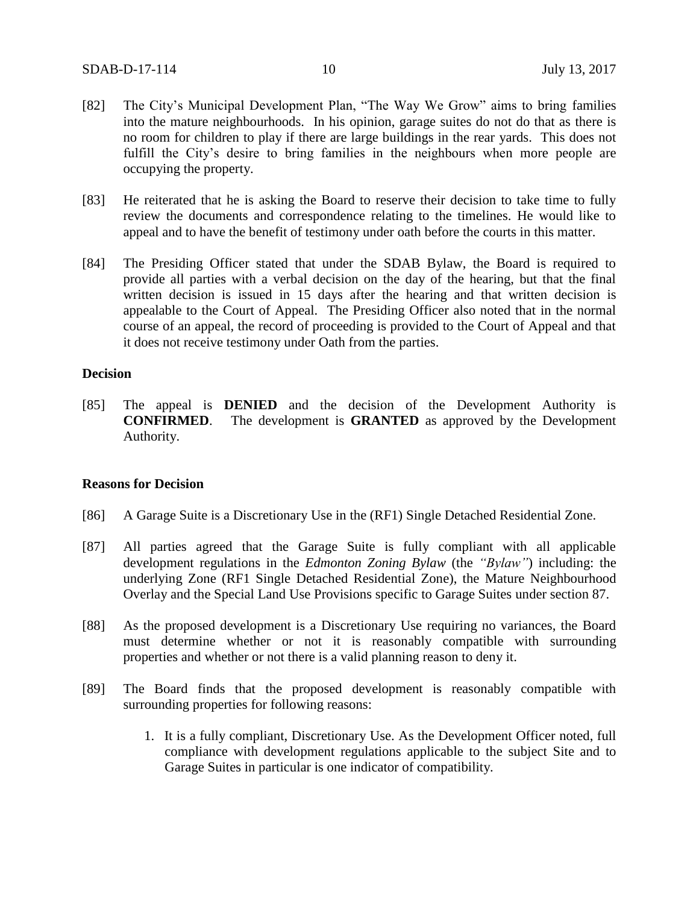[82] The City's Municipal Development Plan, "The Way We Grow" aims to bring families into the mature neighbourhoods. In his opinion, garage suites do not do that as there is no room for children to play if there are large buildings in the rear yards. This does not fulfill the City's desire to bring families in the neighbours when more people are occupying the property.

[83] He reiterated that he is asking the Board to reserve their decision to take time to fully review the documents and correspondence relating to the timelines. He would like to appeal and to have the benefit of testimony under oath before the courts in this matter.

[84] The Presiding Officer stated that under the SDAB Bylaw, the Board is required to provide all parties with a verbal decision on the day of the hearing, but that the final written decision is issued in 15 days after the hearing and that written decision is appealable to the Court of Appeal. The Presiding Officer also noted that in the normal course of an appeal, the record of proceeding is provided to the Court of Appeal and that it does not receive testimony under Oath from the parties.

**Decision**

[85] The appeal is **DENIED** and the decision of the Development Authority is **CONFIRMED**. The development is **GRANTED** as approved by the Development Authority.

**Reasons for Decision**

[86] A Garage Suite is a Discretionary Use in the (RF1) Single Detached Residential Zone.

[87] All parties agreed that the Garage Suite is fully compliant with all applicable development regulations in the *Edmonton Zoning Bylaw* (the *"Bylaw"*) including: the underlying Zone (RF1 Single Detached Residential Zone), the Mature Neighbourhood Overlay and the Special Land Use Provisions specific to Garage Suites under section 87.

[88] As the proposed development is a Discretionary Use requiring no variances, the Board must determine whether or not it is reasonably compatible with surrounding properties and whether or not there is a valid planning reason to deny it.

[89] The Board finds that the proposed development is reasonably compatible with surrounding properties for following reasons:

1. It is a fully compliant, Discretionary Use. As the Development Officer noted, full compliance with development regulations applicable to the subject Site and to Garage Suites in particular is one indicator of compatibility.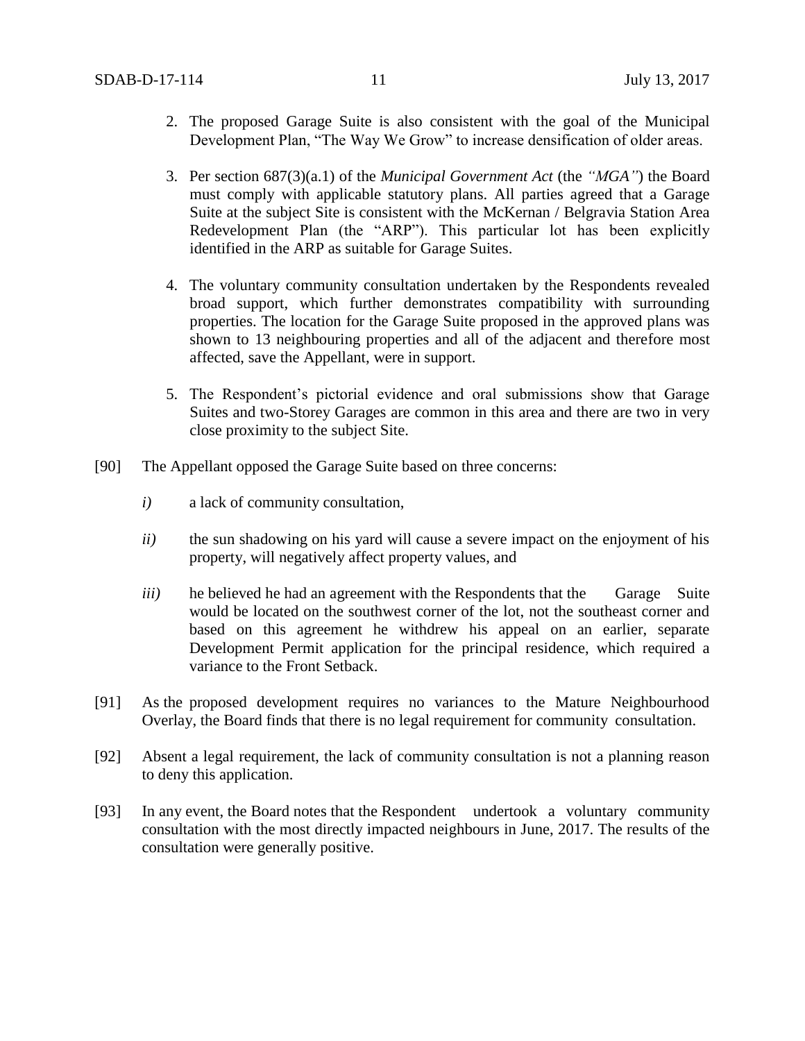2. The proposed Garage Suite is also consistent with the goal of the Municipal Development Plan, "The Way We Grow" to increase densification of older areas.

3. Per section 687(3)(a.1) of the *Municipal Government Act* (the *"MGA"*) the Board must comply with applicable statutory plans. All parties agreed that a Garage Suite at the subject Site is consistent with the McKernan / Belgravia Station Area Redevelopment Plan (the "ARP"). This particular lot has been explicitly identified in the ARP as suitable for Garage Suites.

4. The voluntary community consultation undertaken by the Respondents revealed broad support, which further demonstrates compatibility with surrounding properties. The location for the Garage Suite proposed in the approved plans was shown to 13 neighbouring properties and all of the adjacent and therefore most affected, save the Appellant, were in support.

5. The Respondent's pictorial evidence and oral submissions show that Garage Suites and two-Storey Garages are common in this area and there are two in very close proximity to the subject Site.

[90] The Appellant opposed the Garage Suite based on three concerns:

*i)* a lack of community consultation,

*ii)* the sun shadowing on his yard will cause a severe impact on the enjoyment of his property, will negatively affect property values, and

*iii)* he believed he had an agreement with the Respondents that the Garage Suite would be located on the southwest corner of the lot, not the southeast corner and based on this agreement he withdrew his appeal on an earlier, separate Development Permit application for the principal residence, which required a variance to the Front Setback.

[91] As the proposed development requires no variances to the Mature Neighbourhood Overlay, the Board finds that there is no legal requirement for community consultation.

[92] Absent a legal requirement, the lack of community consultation is not a planning reason to deny this application.

[93] In any event, the Board notes that the Respondent undertook a voluntary community consultation with the most directly impacted neighbours in June, 2017. The results of the consultation were generally positive.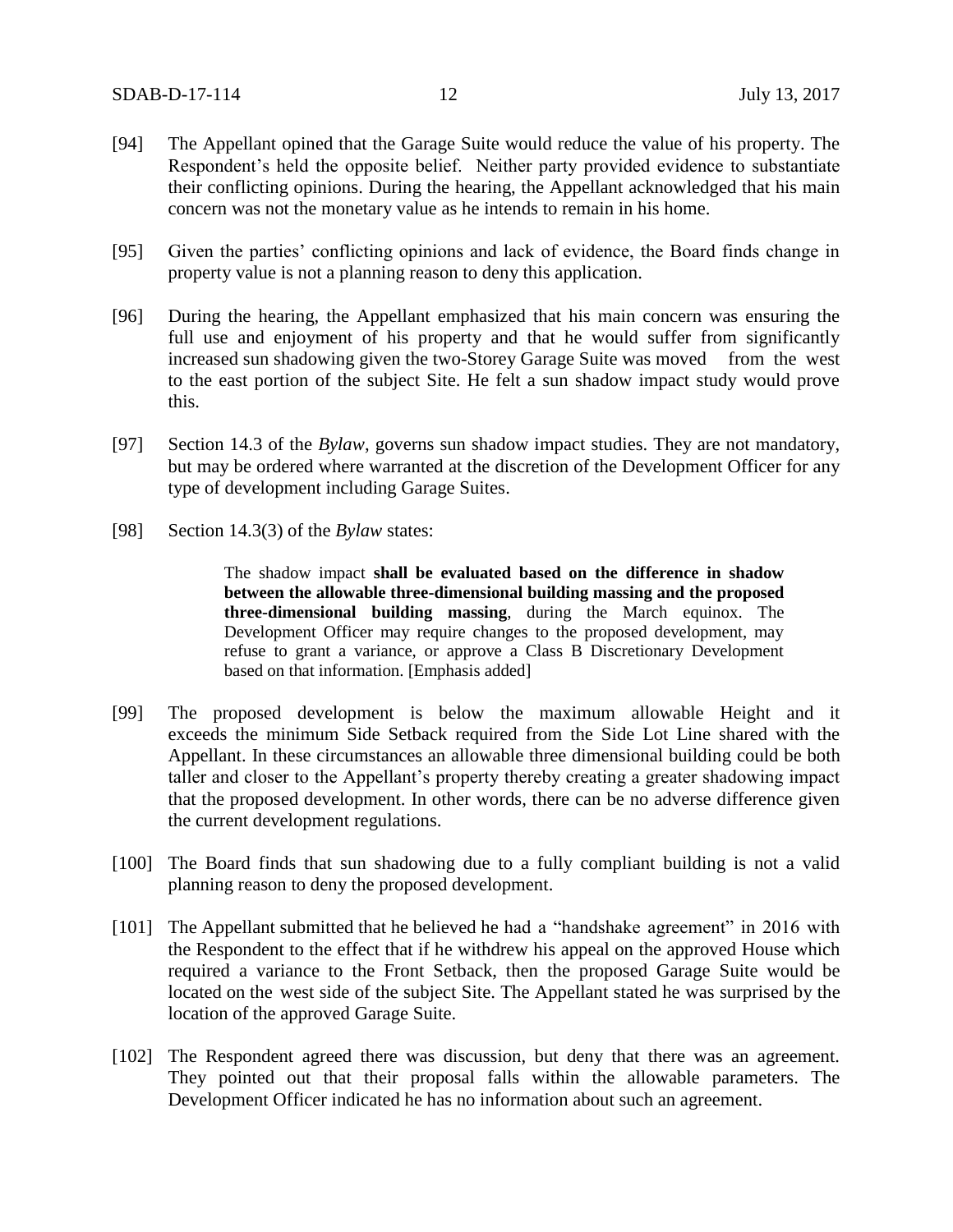[94] The Appellant opined that the Garage Suite would reduce the value of his property. The Respondent's held the opposite belief. Neither party provided evidence to substantiate their conflicting opinions. During the hearing, the Appellant acknowledged that his main concern was not the monetary value as he intends to remain in his home.

[95] Given the parties' conflicting opinions and lack of evidence, the Board finds change in property value is not a planning reason to deny this application.

[96] During the hearing, the Appellant emphasized that his main concern was ensuring the full use and enjoyment of his property and that he would suffer from significantly increased sun shadowing given the two-Storey Garage Suite was moved from the west to the east portion of the subject Site. He felt a sun shadow impact study would prove this.

[97] Section 14.3 of the *Bylaw*, governs sun shadow impact studies. They are not mandatory, but may be ordered where warranted at the discretion of the Development Officer for any type of development including Garage Suites.

[98] Section 14.3(3) of the *Bylaw* states:

> The shadow impact **shall be evaluated based on the difference in shadow between the allowable three-dimensional building massing and the proposed three-dimensional building massing**, during the March equinox. The Development Officer may require changes to the proposed development, may refuse to grant a variance, or approve a Class B Discretionary Development based on that information. [Emphasis added]

[99] The proposed development is below the maximum allowable Height and it exceeds the minimum Side Setback required from the Side Lot Line shared with the Appellant. In these circumstances an allowable three dimensional building could be both taller and closer to the Appellant's property thereby creating a greater shadowing impact that the proposed development. In other words, there can be no adverse difference given the current development regulations.

[100] The Board finds that sun shadowing due to a fully compliant building is not a valid planning reason to deny the proposed development.

[101] The Appellant submitted that he believed he had a "handshake agreement" in 2016 with the Respondent to the effect that if he withdrew his appeal on the approved House which required a variance to the Front Setback, then the proposed Garage Suite would be located on the west side of the subject Site. The Appellant stated he was surprised by the location of the approved Garage Suite.

[102] The Respondent agreed there was discussion, but deny that there was an agreement. They pointed out that their proposal falls within the allowable parameters. The Development Officer indicated he has no information about such an agreement.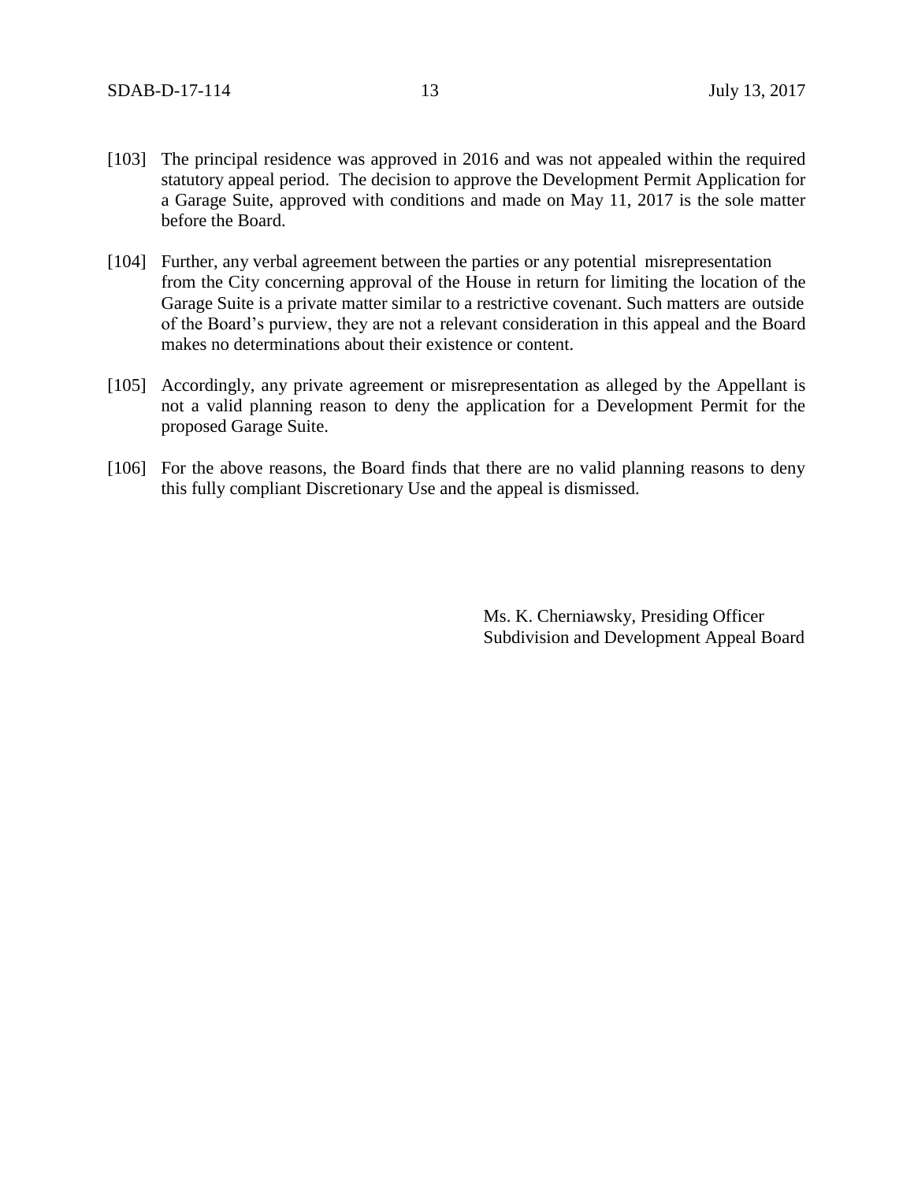[103] The principal residence was approved in 2016 and was not appealed within the required statutory appeal period. The decision to approve the Development Permit Application for a Garage Suite, approved with conditions and made on May 11, 2017 is the sole matter before the Board.

[104] Further, any verbal agreement between the parties or any potential misrepresentation from the City concerning approval of the House in return for limiting the location of the Garage Suite is a private matter similar to a restrictive covenant. Such matters are outside of the Board's purview, they are not a relevant consideration in this appeal and the Board makes no determinations about their existence or content.

[105] Accordingly, any private agreement or misrepresentation as alleged by the Appellant is not a valid planning reason to deny the application for a Development Permit for the proposed Garage Suite.

[106] For the above reasons, the Board finds that there are no valid planning reasons to deny this fully compliant Discretionary Use and the appeal is dismissed.

Ms. K. Cherniawsky, Presiding Officer
Subdivision and Development Appeal Board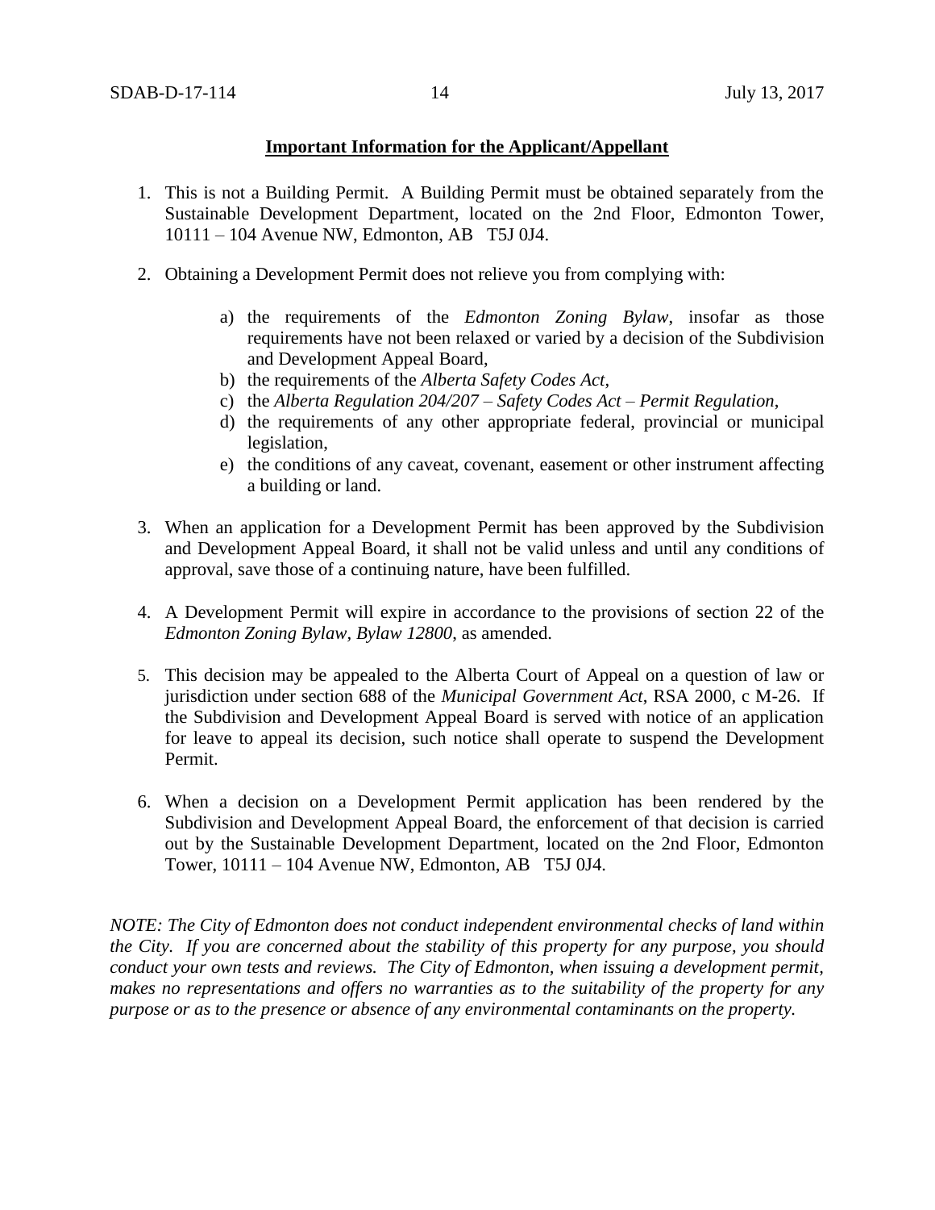**Important Information for the Applicant/Appellant**

1. This is not a Building Permit. A Building Permit must be obtained separately from the Sustainable Development Department, located on the 2nd Floor, Edmonton Tower, 10111 – 104 Avenue NW, Edmonton, AB T5J 0J4.

2. Obtaining a Development Permit does not relieve you from complying with:

   a) the requirements of the *Edmonton Zoning Bylaw*, insofar as those requirements have not been relaxed or varied by a decision of the Subdivision and Development Appeal Board,
   b) the requirements of the *Alberta Safety Codes Act*,
   c) the *Alberta Regulation 204/207 – Safety Codes Act – Permit Regulation*,
   d) the requirements of any other appropriate federal, provincial or municipal legislation,
   e) the conditions of any caveat, covenant, easement or other instrument affecting a building or land.

3. When an application for a Development Permit has been approved by the Subdivision and Development Appeal Board, it shall not be valid unless and until any conditions of approval, save those of a continuing nature, have been fulfilled.

4. A Development Permit will expire in accordance to the provisions of section 22 of the *Edmonton Zoning Bylaw, Bylaw 12800*, as amended.

5. This decision may be appealed to the Alberta Court of Appeal on a question of law or jurisdiction under section 688 of the *Municipal Government Act*, RSA 2000, c M-26. If the Subdivision and Development Appeal Board is served with notice of an application for leave to appeal its decision, such notice shall operate to suspend the Development Permit.

6. When a decision on a Development Permit application has been rendered by the Subdivision and Development Appeal Board, the enforcement of that decision is carried out by the Sustainable Development Department, located on the 2nd Floor, Edmonton Tower, 10111 – 104 Avenue NW, Edmonton, AB T5J 0J4.

*NOTE: The City of Edmonton does not conduct independent environmental checks of land within the City. If you are concerned about the stability of this property for any purpose, you should conduct your own tests and reviews. The City of Edmonton, when issuing a development permit, makes no representations and offers no warranties as to the suitability of the property for any purpose or as to the presence or absence of any environmental contaminants on the property.*